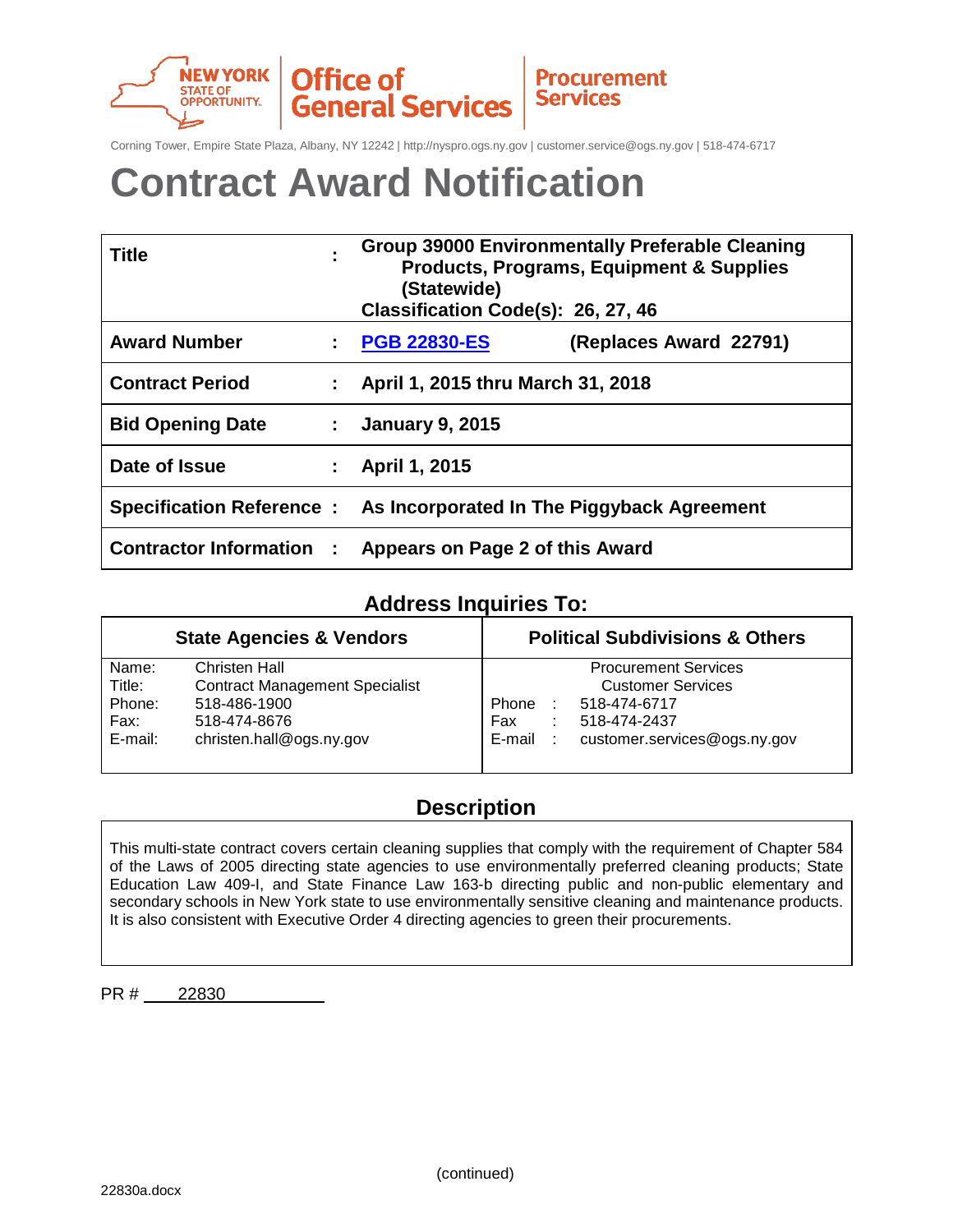NEW YORK STATE OF OPPORTUNITY. | Office of General Services | Procurement Services

Corning Tower, Empire State Plaza, Albany, NY 12242 | http://nyspro.ogs.ny.gov | customer.service@ogs.ny.gov | 518-474-6717

# Contract Award Notification

| | | |
|---|---|---|
| **Title** | **:** | **Group 39000 Environmentally Preferable Cleaning Products, Programs, Equipment & Supplies (Statewide)**<br>**Classification Code(s): 26, 27, 46** |
| **Award Number** | **:** | **PGB 22830-ES** (Replaces Award 22791) |
| **Contract Period** | **:** | **April 1, 2015 thru March 31, 2018** |
| **Bid Opening Date** | **:** | **January 9, 2015** |
| **Date of Issue** | **:** | **April 1, 2015** |
| **Specification Reference** | **:** | **As Incorporated In The Piggyback Agreement** |
| **Contractor Information** | **:** | **Appears on Page 2 of this Award** |

## Address Inquiries To:

| State Agencies & Vendors | Political Subdivisions & Others |
|---|---|
| Name: Christen Hall<br>Title: Contract Management Specialist<br>Phone: 518-486-1900<br>Fax: 518-474-8676<br>E-mail: christen.hall@ogs.ny.gov | Procurement Services<br>Customer Services<br>Phone : 518-474-6717<br>Fax : 518-474-2437<br>E-mail : customer.services@ogs.ny.gov |

## Description

This multi-state contract covers certain cleaning supplies that comply with the requirement of Chapter 584 of the Laws of 2005 directing state agencies to use environmentally preferred cleaning products; State Education Law 409-I, and State Finance Law 163-b directing public and non-public elementary and secondary schools in New York state to use environmentally sensitive cleaning and maintenance products. It is also consistent with Executive Order 4 directing agencies to green their procurements.

PR # 22830

(continued)

22830a.docx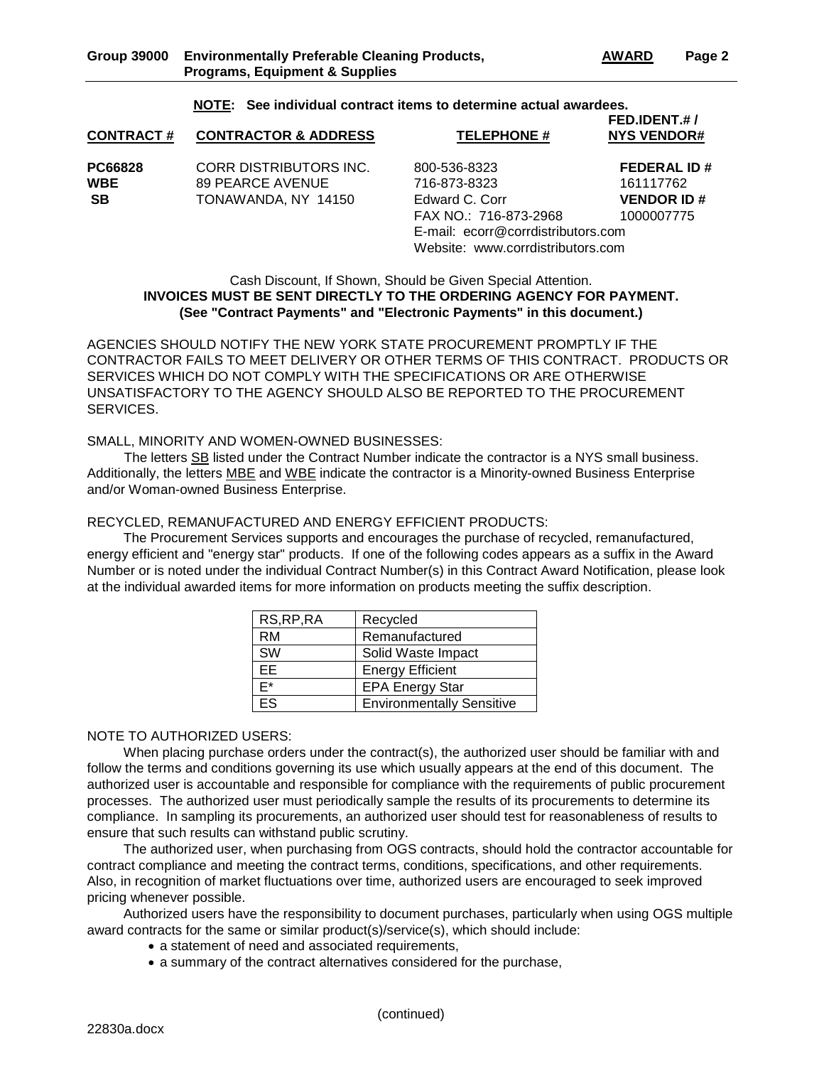**NOTE: See individual contract items to determine actual awardees.**

| CONTRACT # | CONTRACTOR & ADDRESS | TELEPHONE # | FED.IDENT.# / NYS VENDOR# |
|---|---|---|---|
| **PC66828** | CORR DISTRIBUTORS INC. | 800-536-8323 | **FEDERAL ID #** |
| **WBE** | 89 PEARCE AVENUE | 716-873-8323 | 161117762 |
| **SB** | TONAWANDA, NY 14150 | Edward C. Corr | **VENDOR ID #** |
| | | FAX NO.: 716-873-2968 | 1000007775 |
| | | E-mail: ecorr@corrdistributors.com | |
| | | Website: www.corrdistributors.com | |

Cash Discount, If Shown, Should be Given Special Attention.
**INVOICES MUST BE SENT DIRECTLY TO THE ORDERING AGENCY FOR PAYMENT.**
**(See "Contract Payments" and "Electronic Payments" in this document.)**

AGENCIES SHOULD NOTIFY THE NEW YORK STATE PROCUREMENT PROMPTLY IF THE CONTRACTOR FAILS TO MEET DELIVERY OR OTHER TERMS OF THIS CONTRACT. PRODUCTS OR SERVICES WHICH DO NOT COMPLY WITH THE SPECIFICATIONS OR ARE OTHERWISE UNSATISFACTORY TO THE AGENCY SHOULD ALSO BE REPORTED TO THE PROCUREMENT SERVICES.

SMALL, MINORITY AND WOMEN-OWNED BUSINESSES:

The letters SB listed under the Contract Number indicate the contractor is a NYS small business. Additionally, the letters MBE and WBE indicate the contractor is a Minority-owned Business Enterprise and/or Woman-owned Business Enterprise.

RECYCLED, REMANUFACTURED AND ENERGY EFFICIENT PRODUCTS:

The Procurement Services supports and encourages the purchase of recycled, remanufactured, energy efficient and "energy star" products. If one of the following codes appears as a suffix in the Award Number or is noted under the individual Contract Number(s) in this Contract Award Notification, please look at the individual awarded items for more information on products meeting the suffix description.

| | |
|---|---|
| RS,RP,RA | Recycled |
| RM | Remanufactured |
| SW | Solid Waste Impact |
| EE | Energy Efficient |
| E* | EPA Energy Star |
| ES | Environmentally Sensitive |

NOTE TO AUTHORIZED USERS:

When placing purchase orders under the contract(s), the authorized user should be familiar with and follow the terms and conditions governing its use which usually appears at the end of this document. The authorized user is accountable and responsible for compliance with the requirements of public procurement processes. The authorized user must periodically sample the results of its procurements to determine its compliance. In sampling its procurements, an authorized user should test for reasonableness of results to ensure that such results can withstand public scrutiny.

The authorized user, when purchasing from OGS contracts, should hold the contractor accountable for contract compliance and meeting the contract terms, conditions, specifications, and other requirements. Also, in recognition of market fluctuations over time, authorized users are encouraged to seek improved pricing whenever possible.

Authorized users have the responsibility to document purchases, particularly when using OGS multiple award contracts for the same or similar product(s)/service(s), which should include:

- a statement of need and associated requirements,
- a summary of the contract alternatives considered for the purchase,

(continued)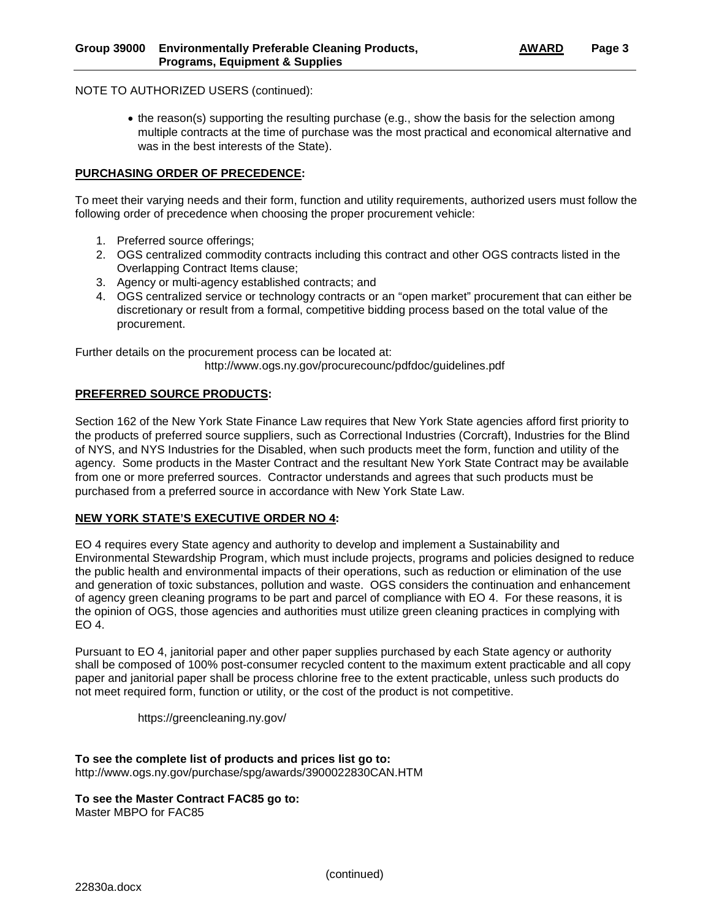NOTE TO AUTHORIZED USERS (continued):

- the reason(s) supporting the resulting purchase (e.g., show the basis for the selection among multiple contracts at the time of purchase was the most practical and economical alternative and was in the best interests of the State).

**PURCHASING ORDER OF PRECEDENCE:**

To meet their varying needs and their form, function and utility requirements, authorized users must follow the following order of precedence when choosing the proper procurement vehicle:

1. Preferred source offerings;
2. OGS centralized commodity contracts including this contract and other OGS contracts listed in the Overlapping Contract Items clause;
3. Agency or multi-agency established contracts; and
4. OGS centralized service or technology contracts or an "open market" procurement that can either be discretionary or result from a formal, competitive bidding process based on the total value of the procurement.

Further details on the procurement process can be located at:
http://www.ogs.ny.gov/procurecounc/pdfdoc/guidelines.pdf

**PREFERRED SOURCE PRODUCTS:**

Section 162 of the New York State Finance Law requires that New York State agencies afford first priority to the products of preferred source suppliers, such as Correctional Industries (Corcraft), Industries for the Blind of NYS, and NYS Industries for the Disabled, when such products meet the form, function and utility of the agency. Some products in the Master Contract and the resultant New York State Contract may be available from one or more preferred sources. Contractor understands and agrees that such products must be purchased from a preferred source in accordance with New York State Law.

**NEW YORK STATE'S EXECUTIVE ORDER NO 4:**

EO 4 requires every State agency and authority to develop and implement a Sustainability and Environmental Stewardship Program, which must include projects, programs and policies designed to reduce the public health and environmental impacts of their operations, such as reduction or elimination of the use and generation of toxic substances, pollution and waste. OGS considers the continuation and enhancement of agency green cleaning programs to be part and parcel of compliance with EO 4. For these reasons, it is the opinion of OGS, those agencies and authorities must utilize green cleaning practices in complying with EO 4.

Pursuant to EO 4, janitorial paper and other paper supplies purchased by each State agency or authority shall be composed of 100% post-consumer recycled content to the maximum extent practicable and all copy paper and janitorial paper shall be process chlorine free to the extent practicable, unless such products do not meet required form, function or utility, or the cost of the product is not competitive.

https://greencleaning.ny.gov/

**To see the complete list of products and prices list go to:**
http://www.ogs.ny.gov/purchase/spg/awards/3900022830CAN.HTM

**To see the Master Contract FAC85 go to:**
Master MBPO for FAC85

(continued)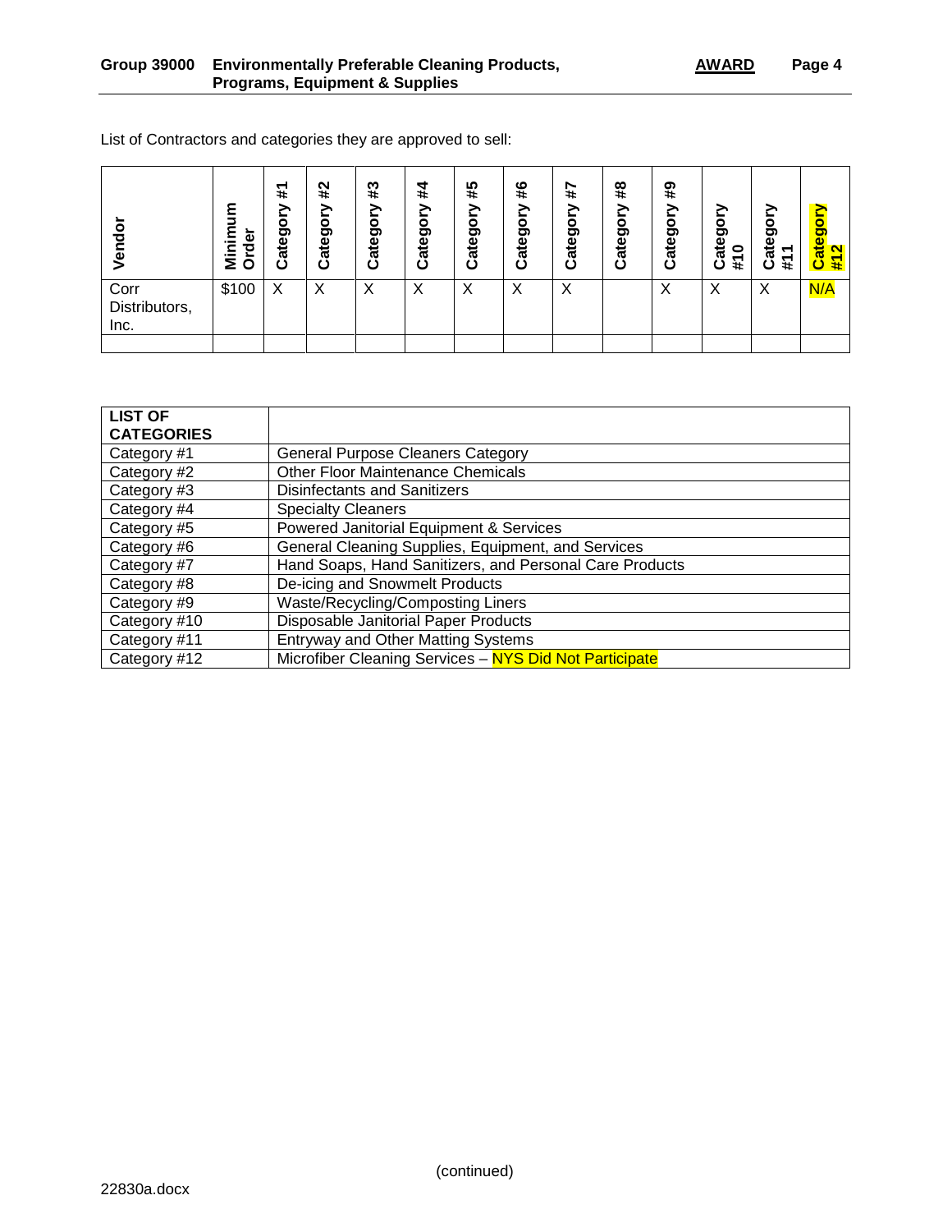List of Contractors and categories they are approved to sell:

| Vendor | Minimum Order | Category #1 | Category #2 | Category #3 | Category #4 | Category #5 | Category #6 | Category #7 | Category #8 | Category #9 | Category #10 | Category #11 | Category #12 |
|---|---|---|---|---|---|---|---|---|---|---|---|---|---|
| Corr Distributors, Inc. | $100 | X | X | X | X | X | X | X | | X | X | X | N/A |
| | | | | | | | | | | | | | |

| LIST OF CATEGORIES | |
|---|---|
| Category #1 | General Purpose Cleaners Category |
| Category #2 | Other Floor Maintenance Chemicals |
| Category #3 | Disinfectants and Sanitizers |
| Category #4 | Specialty Cleaners |
| Category #5 | Powered Janitorial Equipment & Services |
| Category #6 | General Cleaning Supplies, Equipment, and Services |
| Category #7 | Hand Soaps, Hand Sanitizers, and Personal Care Products |
| Category #8 | De-icing and Snowmelt Products |
| Category #9 | Waste/Recycling/Composting Liners |
| Category #10 | Disposable Janitorial Paper Products |
| Category #11 | Entryway and Other Matting Systems |
| Category #12 | Microfiber Cleaning Services – NYS Did Not Participate |

(continued)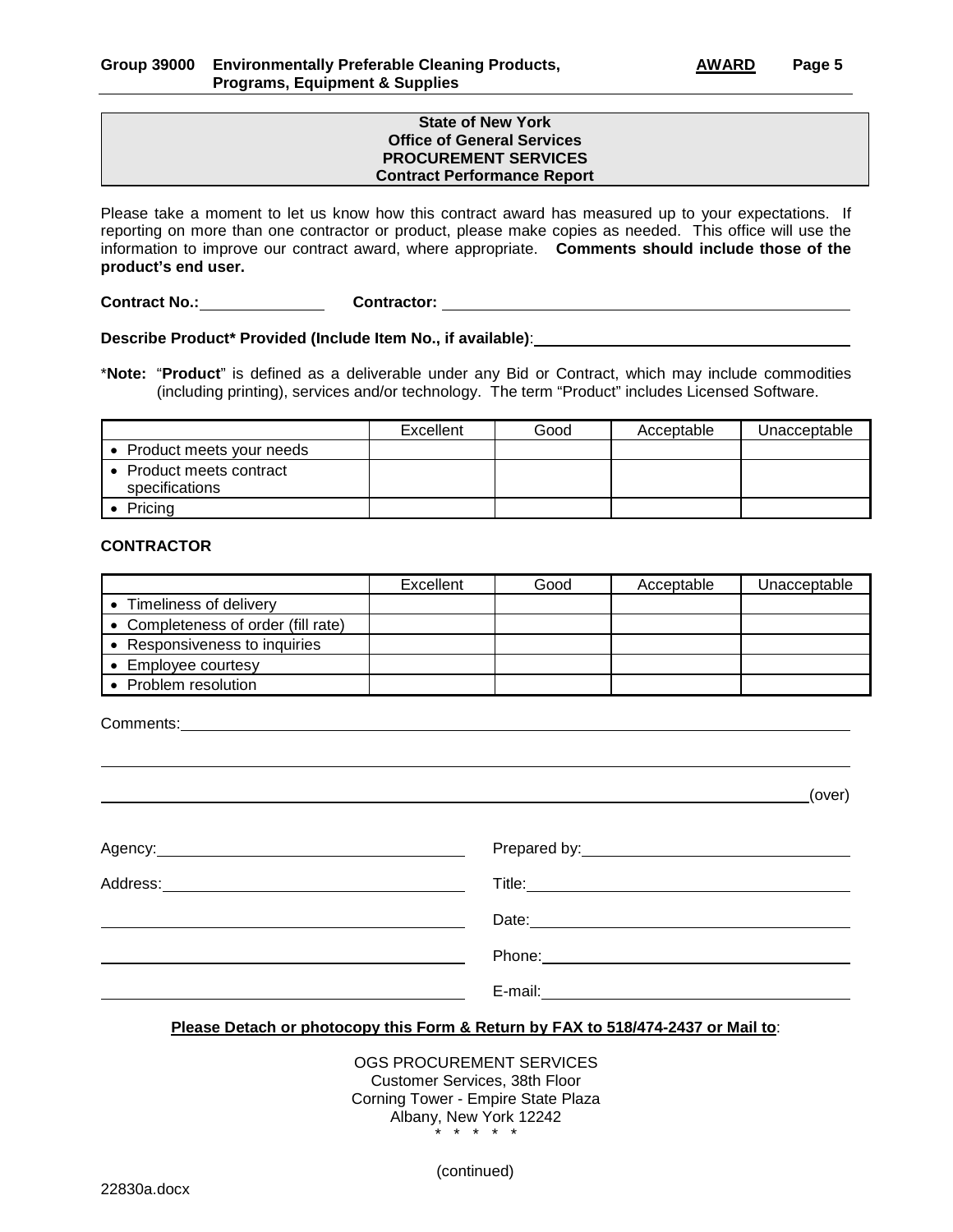**State of New York**
**Office of General Services**
**PROCUREMENT SERVICES**
**Contract Performance Report**

Please take a moment to let us know how this contract award has measured up to your expectations. If reporting on more than one contractor or product, please make copies as needed. This office will use the information to improve our contract award, where appropriate. **Comments should include those of the product's end user.**

**Contract No.:** ______________ **Contractor:** ______________________________________________

**Describe Product* Provided (Include Item No., if available)**: ____________________________________

*__Note:__ "**Product**" is defined as a deliverable under any Bid or Contract, which may include commodities (including printing), services and/or technology. The term "Product" includes Licensed Software.

| | Excellent | Good | Acceptable | Unacceptable |
|---|---|---|---|---|
| • Product meets your needs | | | | |
| • Product meets contract specifications | | | | |
| • Pricing | | | | |

**CONTRACTOR**

| | Excellent | Good | Acceptable | Unacceptable |
|---|---|---|---|---|
| • Timeliness of delivery | | | | |
| • Completeness of order (fill rate) | | | | |
| • Responsiveness to inquiries | | | | |
| • Employee courtesy | | | | |
| • Problem resolution | | | | |

Comments: ________________________________________________________________________________

________________________________________________________________________________________

________________________________________________________________________________ (over)

Agency: ______________________________ Prepared by: ______________________________

Address: _____________________________ Title: ______________________________

______________________________________ Date: ______________________________

______________________________________ Phone: ______________________________

______________________________________ E-mail: ______________________________

**Please Detach or photocopy this Form & Return by FAX to 518/474-2437 or Mail to**:

OGS PROCUREMENT SERVICES
Customer Services, 38th Floor
Corning Tower - Empire State Plaza
Albany, New York 12242

\* \* \* \* \*

(continued)

22830a.docx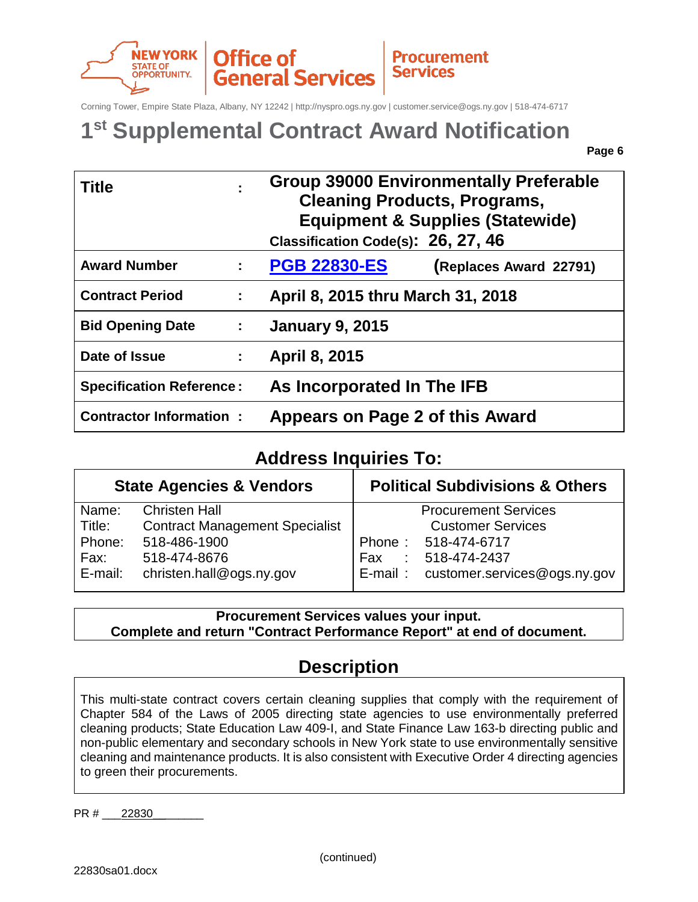NEW YORK STATE OF OPPORTUNITY. | Office of General Services | Procurement Services

Corning Tower, Empire State Plaza, Albany, NY 12242 | http://nyspro.ogs.ny.gov | customer.service@ogs.ny.gov | 518-474-6717

# 1st Supplemental Contract Award Notification

| | | |
|---|---|---|
| **Title** | **:** | **Group 39000 Environmentally Preferable Cleaning Products, Programs, Equipment & Supplies (Statewide)** **Classification Code(s): 26, 27, 46** |
| **Award Number** | **:** | **PGB 22830-ES** **(Replaces Award 22791)** |
| **Contract Period** | **:** | **April 8, 2015 thru March 31, 2018** |
| **Bid Opening Date** | **:** | **January 9, 2015** |
| **Date of Issue** | **:** | **April 8, 2015** |
| **Specification Reference** | **:** | **As Incorporated In The IFB** |
| **Contractor Information** | **:** | **Appears on Page 2 of this Award** |

## Address Inquiries To:

| State Agencies & Vendors | Political Subdivisions & Others |
|---|---|
| Name: Christen Hall | Procurement Services |
| Title: Contract Management Specialist | Customer Services |
| Phone: 518-486-1900 | Phone : 518-474-6717 |
| Fax: 518-474-8676 | Fax : 518-474-2437 |
| E-mail: christen.hall@ogs.ny.gov | E-mail : customer.services@ogs.ny.gov |

**Procurement Services values your input.**
**Complete and return "Contract Performance Report" at end of document.**

## Description

This multi-state contract covers certain cleaning supplies that comply with the requirement of Chapter 584 of the Laws of 2005 directing state agencies to use environmentally preferred cleaning products; State Education Law 409-I, and State Finance Law 163-b directing public and non-public elementary and secondary schools in New York state to use environmentally sensitive cleaning and maintenance products. It is also consistent with Executive Order 4 directing agencies to green their procurements.

PR # 22830

(continued)

22830sa01.docx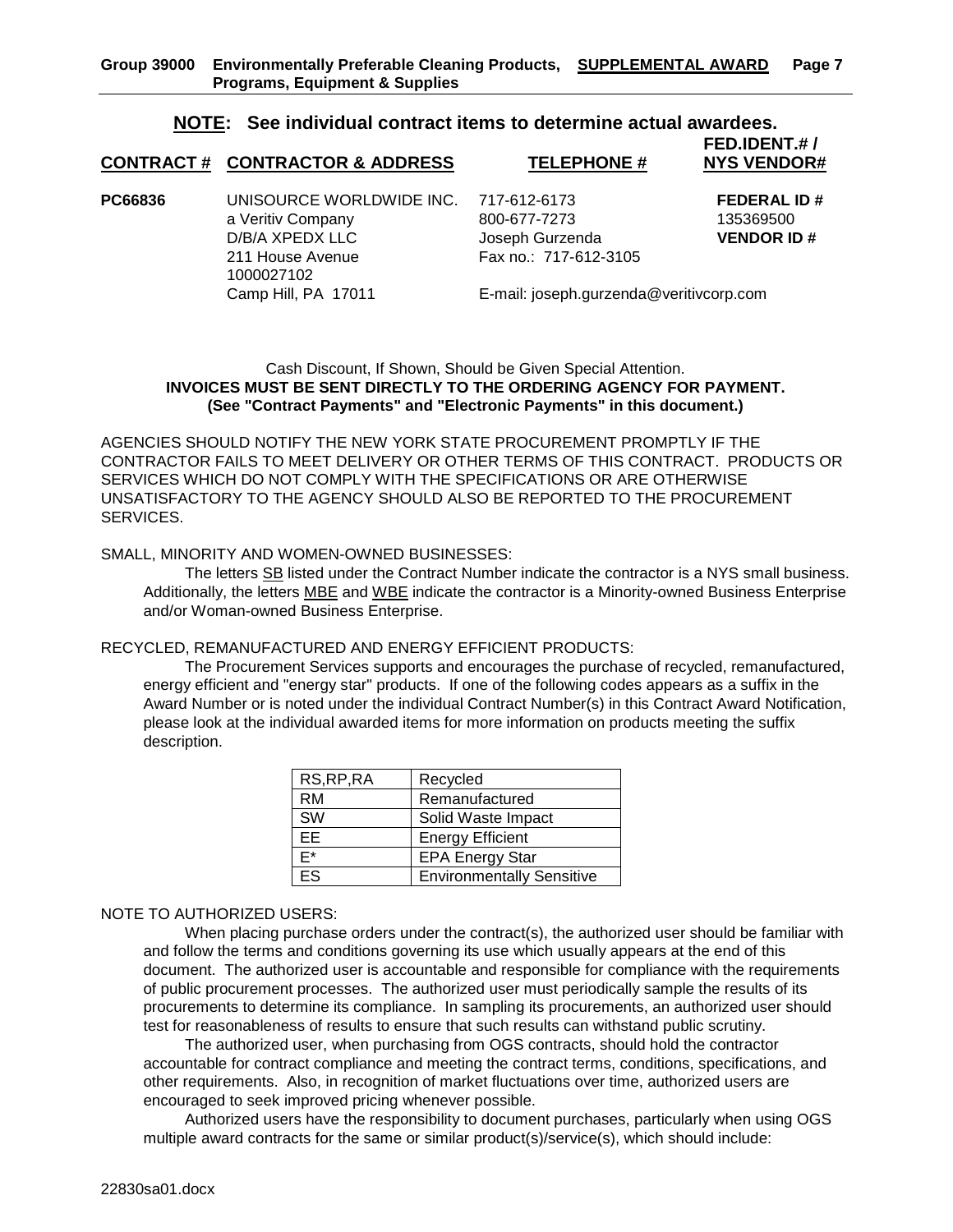## NOTE: See individual contract items to determine actual awardees.

| CONTRACT # | CONTRACTOR & ADDRESS | TELEPHONE # | FED.IDENT.# / NYS VENDOR# |
|---|---|---|---|
| PC66836 | UNISOURCE WORLDWIDE INC. a Veritiv Company D/B/A XPEDX LLC 211 House Avenue 1000027102 Camp Hill, PA 17011 | 717-612-6173 800-677-7273 Joseph Gurzenda Fax no.: 717-612-3105 E-mail: joseph.gurzenda@veritivcorp.com | **FEDERAL ID #** 135369500 **VENDOR ID #** |

Cash Discount, If Shown, Should be Given Special Attention.
**INVOICES MUST BE SENT DIRECTLY TO THE ORDERING AGENCY FOR PAYMENT.**
**(See "Contract Payments" and "Electronic Payments" in this document.)**

AGENCIES SHOULD NOTIFY THE NEW YORK STATE PROCUREMENT PROMPTLY IF THE CONTRACTOR FAILS TO MEET DELIVERY OR OTHER TERMS OF THIS CONTRACT. PRODUCTS OR SERVICES WHICH DO NOT COMPLY WITH THE SPECIFICATIONS OR ARE OTHERWISE UNSATISFACTORY TO THE AGENCY SHOULD ALSO BE REPORTED TO THE PROCUREMENT SERVICES.

SMALL, MINORITY AND WOMEN-OWNED BUSINESSES:

The letters SB listed under the Contract Number indicate the contractor is a NYS small business. Additionally, the letters MBE and WBE indicate the contractor is a Minority-owned Business Enterprise and/or Woman-owned Business Enterprise.

RECYCLED, REMANUFACTURED AND ENERGY EFFICIENT PRODUCTS:

The Procurement Services supports and encourages the purchase of recycled, remanufactured, energy efficient and "energy star" products. If one of the following codes appears as a suffix in the Award Number or is noted under the individual Contract Number(s) in this Contract Award Notification, please look at the individual awarded items for more information on products meeting the suffix description.

| RS,RP,RA | Recycled |
|---|---|
| RM | Remanufactured |
| SW | Solid Waste Impact |
| EE | Energy Efficient |
| E* | EPA Energy Star |
| ES | Environmentally Sensitive |

NOTE TO AUTHORIZED USERS:

When placing purchase orders under the contract(s), the authorized user should be familiar with and follow the terms and conditions governing its use which usually appears at the end of this document. The authorized user is accountable and responsible for compliance with the requirements of public procurement processes. The authorized user must periodically sample the results of its procurements to determine its compliance. In sampling its procurements, an authorized user should test for reasonableness of results to ensure that such results can withstand public scrutiny.

The authorized user, when purchasing from OGS contracts, should hold the contractor accountable for contract compliance and meeting the contract terms, conditions, specifications, and other requirements. Also, in recognition of market fluctuations over time, authorized users are encouraged to seek improved pricing whenever possible.

Authorized users have the responsibility to document purchases, particularly when using OGS multiple award contracts for the same or similar product(s)/service(s), which should include: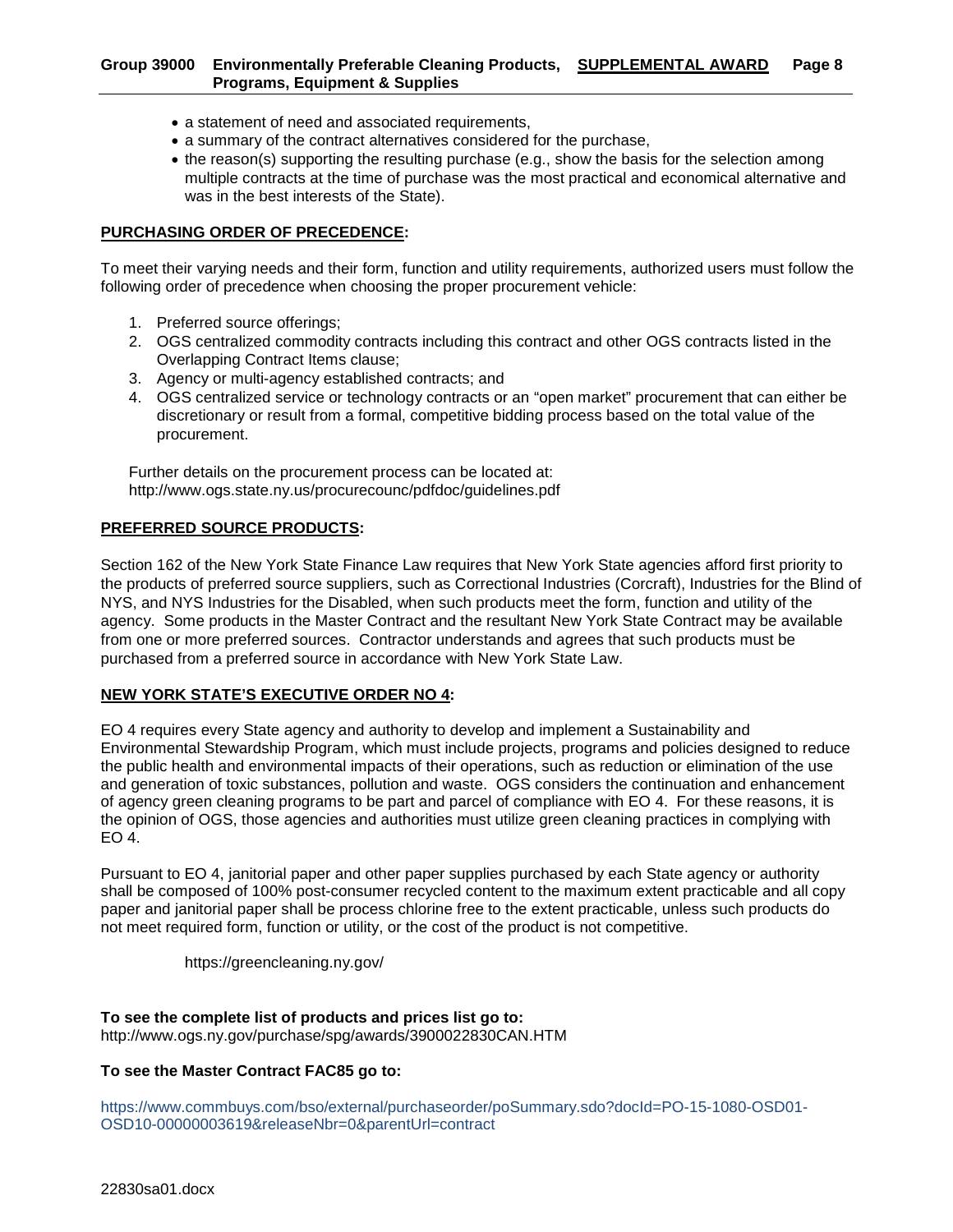- a statement of need and associated requirements,
- a summary of the contract alternatives considered for the purchase,
- the reason(s) supporting the resulting purchase (e.g., show the basis for the selection among multiple contracts at the time of purchase was the most practical and economical alternative and was in the best interests of the State).

**PURCHASING ORDER OF PRECEDENCE:**

To meet their varying needs and their form, function and utility requirements, authorized users must follow the following order of precedence when choosing the proper procurement vehicle:

1. Preferred source offerings;
2. OGS centralized commodity contracts including this contract and other OGS contracts listed in the Overlapping Contract Items clause;
3. Agency or multi-agency established contracts; and
4. OGS centralized service or technology contracts or an "open market" procurement that can either be discretionary or result from a formal, competitive bidding process based on the total value of the procurement.

Further details on the procurement process can be located at: http://www.ogs.state.ny.us/procurecounc/pdfdoc/guidelines.pdf

**PREFERRED SOURCE PRODUCTS:**

Section 162 of the New York State Finance Law requires that New York State agencies afford first priority to the products of preferred source suppliers, such as Correctional Industries (Corcraft), Industries for the Blind of NYS, and NYS Industries for the Disabled, when such products meet the form, function and utility of the agency. Some products in the Master Contract and the resultant New York State Contract may be available from one or more preferred sources. Contractor understands and agrees that such products must be purchased from a preferred source in accordance with New York State Law.

**NEW YORK STATE'S EXECUTIVE ORDER NO 4:**

EO 4 requires every State agency and authority to develop and implement a Sustainability and Environmental Stewardship Program, which must include projects, programs and policies designed to reduce the public health and environmental impacts of their operations, such as reduction or elimination of the use and generation of toxic substances, pollution and waste. OGS considers the continuation and enhancement of agency green cleaning programs to be part and parcel of compliance with EO 4. For these reasons, it is the opinion of OGS, those agencies and authorities must utilize green cleaning practices in complying with EO 4.

Pursuant to EO 4, janitorial paper and other paper supplies purchased by each State agency or authority shall be composed of 100% post-consumer recycled content to the maximum extent practicable and all copy paper and janitorial paper shall be process chlorine free to the extent practicable, unless such products do not meet required form, function or utility, or the cost of the product is not competitive.

https://greencleaning.ny.gov/

**To see the complete list of products and prices list go to:**
http://www.ogs.ny.gov/purchase/spg/awards/3900022830CAN.HTM

**To see the Master Contract FAC85 go to:**

https://www.commbuys.com/bso/external/purchaseorder/poSummary.sdo?docId=PO-15-1080-OSD01-OSD10-00000003619&releaseNbr=0&parentUrl=contract

22830sa01.docx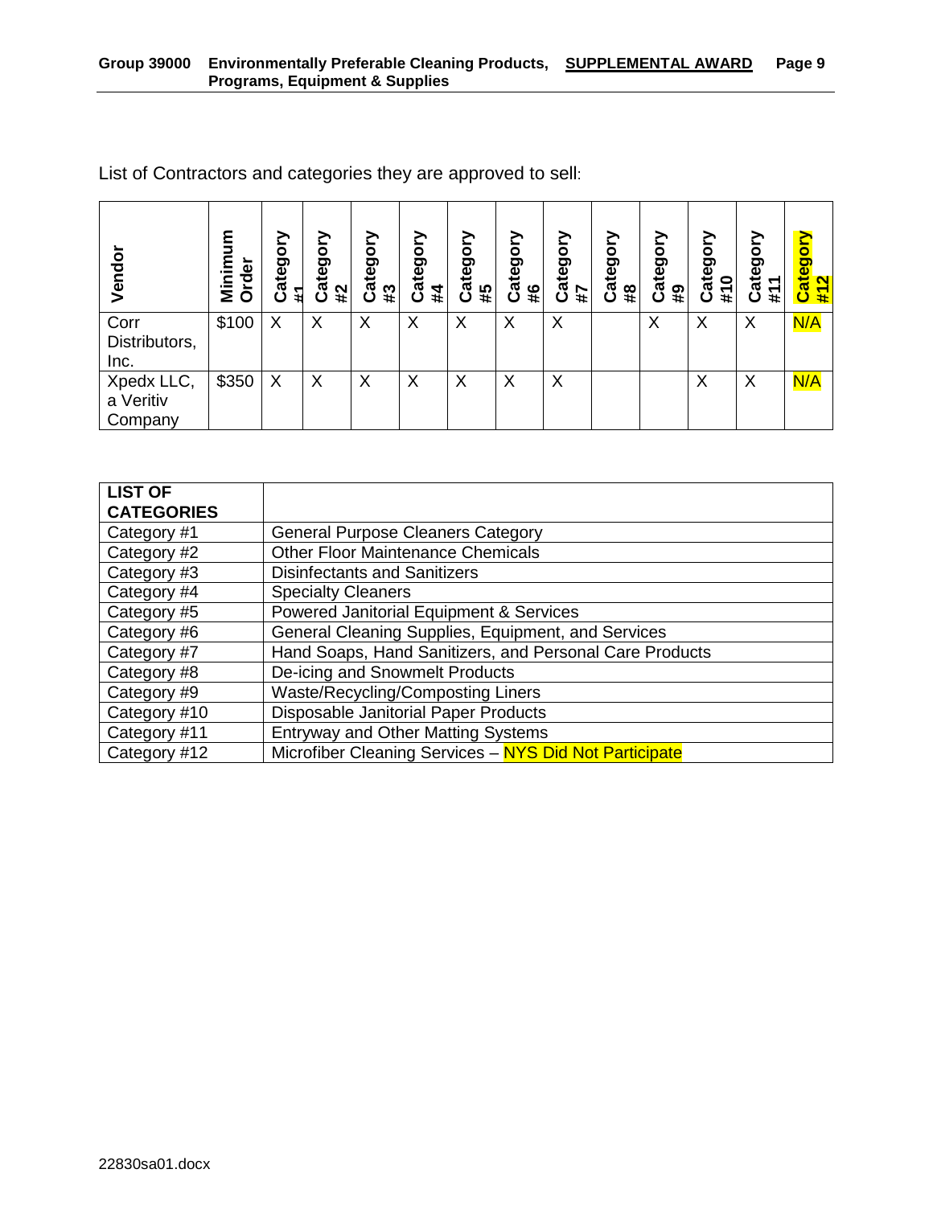List of Contractors and categories they are approved to sell:

| Vendor | Minimum Order | Category #1 | Category #2 | Category #3 | Category #4 | Category #5 | Category #6 | Category #7 | Category #8 | Category #9 | Category #10 | Category #11 | Category #12 |
|---|---|---|---|---|---|---|---|---|---|---|---|---|---|
| Corr Distributors, Inc. | $100 | X | X | X | X | X | X | X | | X | X | X | N/A |
| Xpedx LLC, a Veritiv Company | $350 | X | X | X | X | X | X | X | | | X | X | N/A |

| LIST OF CATEGORIES | |
|---|---|
| Category #1 | General Purpose Cleaners Category |
| Category #2 | Other Floor Maintenance Chemicals |
| Category #3 | Disinfectants and Sanitizers |
| Category #4 | Specialty Cleaners |
| Category #5 | Powered Janitorial Equipment & Services |
| Category #6 | General Cleaning Supplies, Equipment, and Services |
| Category #7 | Hand Soaps, Hand Sanitizers, and Personal Care Products |
| Category #8 | De-icing and Snowmelt Products |
| Category #9 | Waste/Recycling/Composting Liners |
| Category #10 | Disposable Janitorial Paper Products |
| Category #11 | Entryway and Other Matting Systems |
| Category #12 | Microfiber Cleaning Services – NYS Did Not Participate |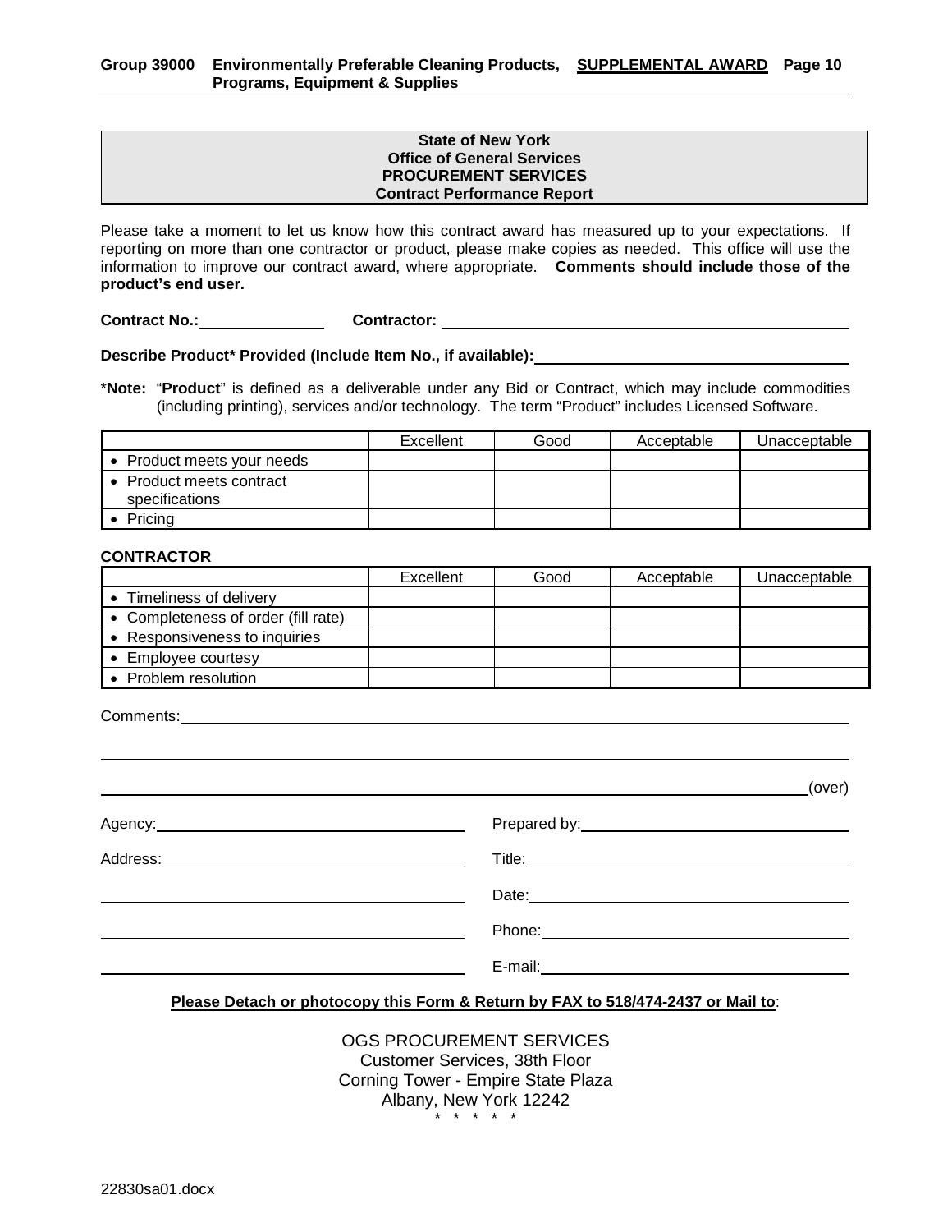**State of New York**
**Office of General Services**
**PROCUREMENT SERVICES**
**Contract Performance Report**

Please take a moment to let us know how this contract award has measured up to your expectations. If reporting on more than one contractor or product, please make copies as needed. This office will use the information to improve our contract award, where appropriate. **Comments should include those of the product's end user.**

**Contract No.:** ______________ **Contractor:** ______________________________________________

**Describe Product* Provided (Include Item No., if available):** ___________________________________

*__Note:__ "**Product**" is defined as a deliverable under any Bid or Contract, which may include commodities (including printing), services and/or technology. The term "Product" includes Licensed Software.

| | Excellent | Good | Acceptable | Unacceptable |
|---|---|---|---|---|
| • Product meets your needs | | | | |
| • Product meets contract specifications | | | | |
| • Pricing | | | | |

**CONTRACTOR**

| | Excellent | Good | Acceptable | Unacceptable |
|---|---|---|---|---|
| • Timeliness of delivery | | | | |
| • Completeness of order (fill rate) | | | | |
| • Responsiveness to inquiries | | | | |
| • Employee courtesy | | | | |
| • Problem resolution | | | | |

Comments: ______________________________________________________________________

________________________________________________________________________________

________________________________________________________________________ (over)

Agency: ______________________________ Prepared by: ______________________________

Address: _____________________________ Title: ____________________________________

______________________________________ Date: ____________________________________

______________________________________ Phone: ___________________________________

______________________________________ E-mail: ___________________________________

**Please Detach or photocopy this Form & Return by FAX to 518/474-2437 or Mail to**:

OGS PROCUREMENT SERVICES
Customer Services, 38th Floor
Corning Tower - Empire State Plaza
Albany, New York 12242

\* \* \* \* \*

22830sa01.docx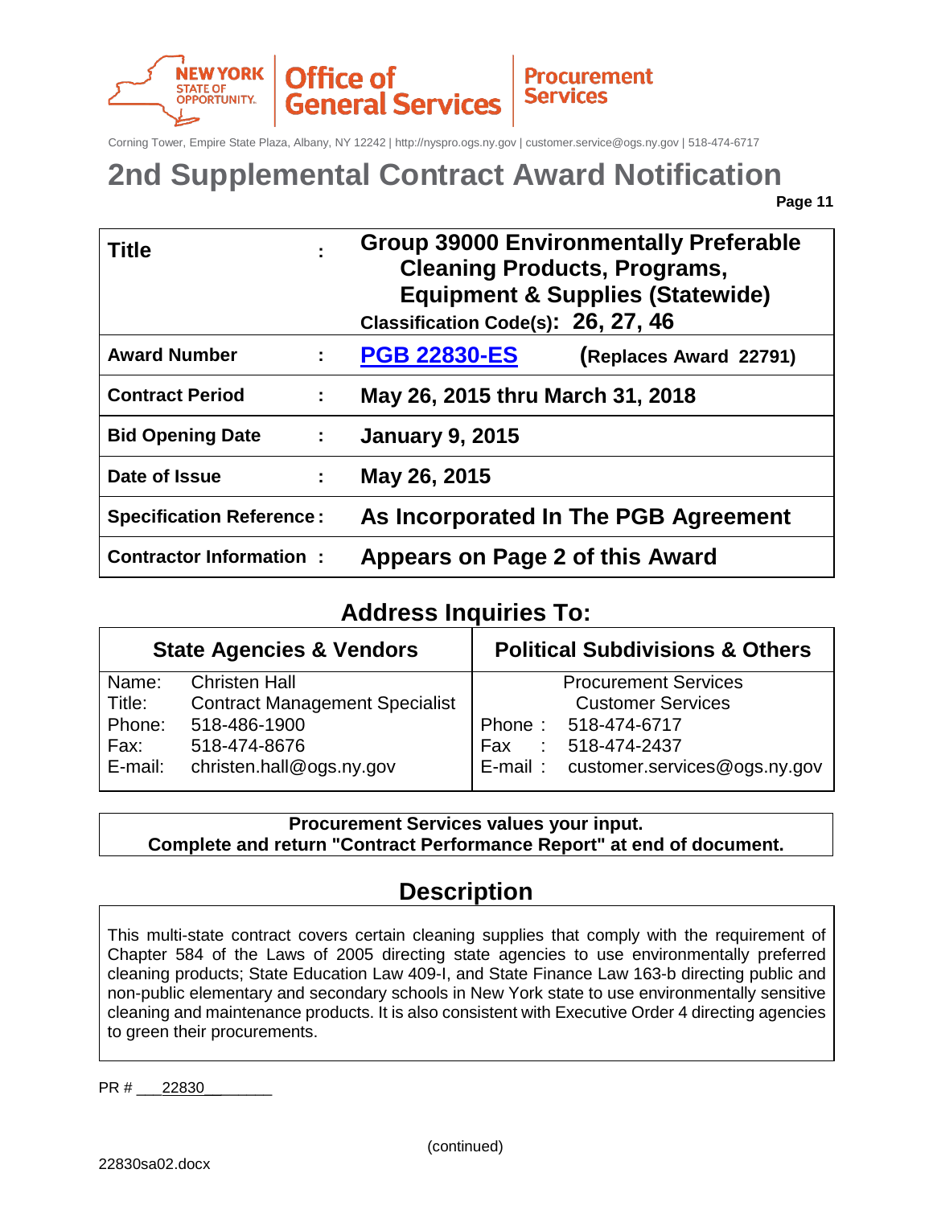NEW YORK STATE OF OPPORTUNITY. | Office of General Services | Procurement Services

Corning Tower, Empire State Plaza, Albany, NY 12242 | http://nyspro.ogs.ny.gov | customer.service@ogs.ny.gov | 518-474-6717

# 2nd Supplemental Contract Award Notification

| | | |
|---|---|---|
| **Title** | **:** | **Group 39000 Environmentally Preferable Cleaning Products, Programs, Equipment & Supplies (Statewide)** **Classification Code(s): 26, 27, 46** |
| **Award Number** | **:** | **PGB 22830-ES** **(Replaces Award 22791)** |
| **Contract Period** | **:** | **May 26, 2015 thru March 31, 2018** |
| **Bid Opening Date** | **:** | **January 9, 2015** |
| **Date of Issue** | **:** | **May 26, 2015** |
| **Specification Reference** | **:** | **As Incorporated In The PGB Agreement** |
| **Contractor Information** | **:** | **Appears on Page 2 of this Award** |

## Address Inquiries To:

| **State Agencies & Vendors** | **Political Subdivisions & Others** |
|---|---|
| Name: Christen Hall | Procurement Services |
| Title: Contract Management Specialist | Customer Services |
| Phone: 518-486-1900 | Phone : 518-474-6717 |
| Fax: 518-474-8676 | Fax : 518-474-2437 |
| E-mail: christen.hall@ogs.ny.gov | E-mail : customer.services@ogs.ny.gov |

**Procurement Services values your input.**
**Complete and return "Contract Performance Report" at end of document.**

## Description

This multi-state contract covers certain cleaning supplies that comply with the requirement of Chapter 584 of the Laws of 2005 directing state agencies to use environmentally preferred cleaning products; State Education Law 409-I, and State Finance Law 163-b directing public and non-public elementary and secondary schools in New York state to use environmentally sensitive cleaning and maintenance products. It is also consistent with Executive Order 4 directing agencies to green their procurements.

PR # 22830

(continued)

22830sa02.docx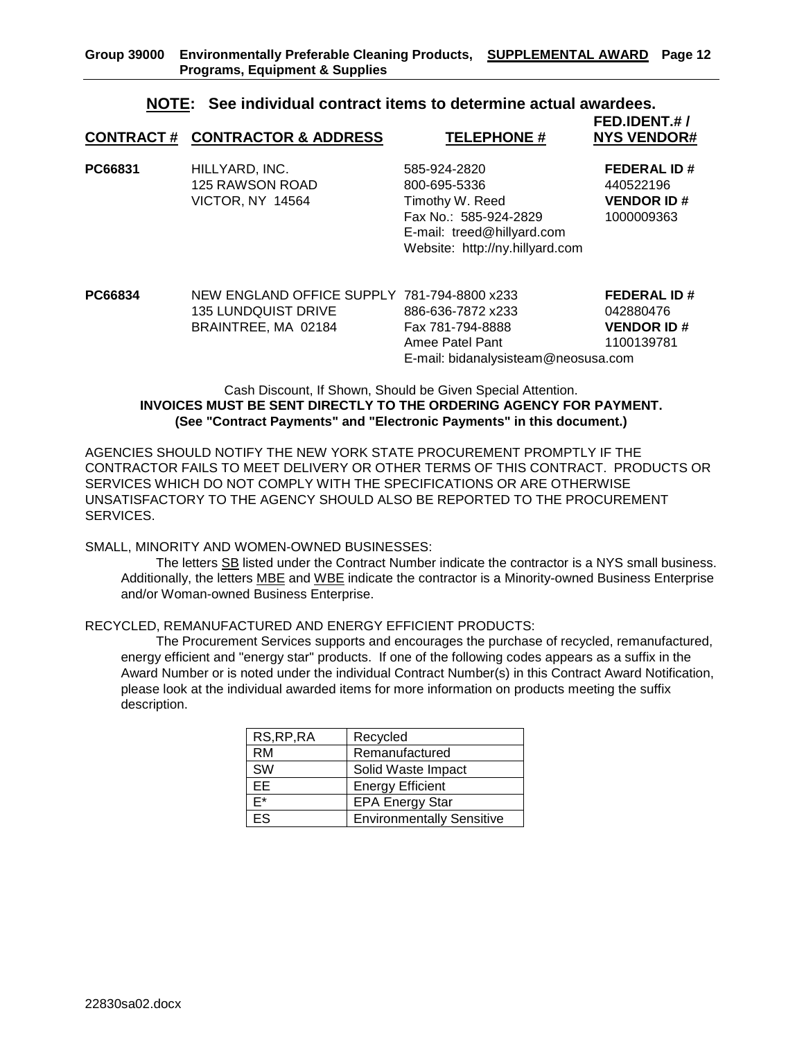## NOTE: See individual contract items to determine actual awardees.

| CONTRACT # | CONTRACTOR & ADDRESS | TELEPHONE # | FED.IDENT.# / NYS VENDOR# |
|---|---|---|---|
| **PC66831** | HILLYARD, INC.<br>125 RAWSON ROAD<br>VICTOR, NY 14564 | 585-924-2820<br>800-695-5336<br>Timothy W. Reed<br>Fax No.: 585-924-2829<br>E-mail: treed@hillyard.com<br>Website: http://ny.hillyard.com | **FEDERAL ID #**<br>440522196<br>**VENDOR ID #**<br>1000009363 |
| **PC66834** | NEW ENGLAND OFFICE SUPPLY<br>135 LUNDQUIST DRIVE<br>BRAINTREE, MA 02184 | 781-794-8800 x233<br>886-636-7872 x233<br>Fax 781-794-8888<br>Amee Patel Pant<br>E-mail: bidanalysisteam@neosusa.com | **FEDERAL ID #**<br>042880476<br>**VENDOR ID #**<br>1100139781 |

Cash Discount, If Shown, Should be Given Special Attention.
**INVOICES MUST BE SENT DIRECTLY TO THE ORDERING AGENCY FOR PAYMENT.**
**(See "Contract Payments" and "Electronic Payments" in this document.)**

AGENCIES SHOULD NOTIFY THE NEW YORK STATE PROCUREMENT PROMPTLY IF THE CONTRACTOR FAILS TO MEET DELIVERY OR OTHER TERMS OF THIS CONTRACT. PRODUCTS OR SERVICES WHICH DO NOT COMPLY WITH THE SPECIFICATIONS OR ARE OTHERWISE UNSATISFACTORY TO THE AGENCY SHOULD ALSO BE REPORTED TO THE PROCUREMENT SERVICES.

SMALL, MINORITY AND WOMEN-OWNED BUSINESSES:

The letters SB listed under the Contract Number indicate the contractor is a NYS small business. Additionally, the letters MBE and WBE indicate the contractor is a Minority-owned Business Enterprise and/or Woman-owned Business Enterprise.

RECYCLED, REMANUFACTURED AND ENERGY EFFICIENT PRODUCTS:

The Procurement Services supports and encourages the purchase of recycled, remanufactured, energy efficient and "energy star" products. If one of the following codes appears as a suffix in the Award Number or is noted under the individual Contract Number(s) in this Contract Award Notification, please look at the individual awarded items for more information on products meeting the suffix description.

| Code | Description |
|---|---|
| RS,RP,RA | Recycled |
| RM | Remanufactured |
| SW | Solid Waste Impact |
| EE | Energy Efficient |
| E* | EPA Energy Star |
| ES | Environmentally Sensitive |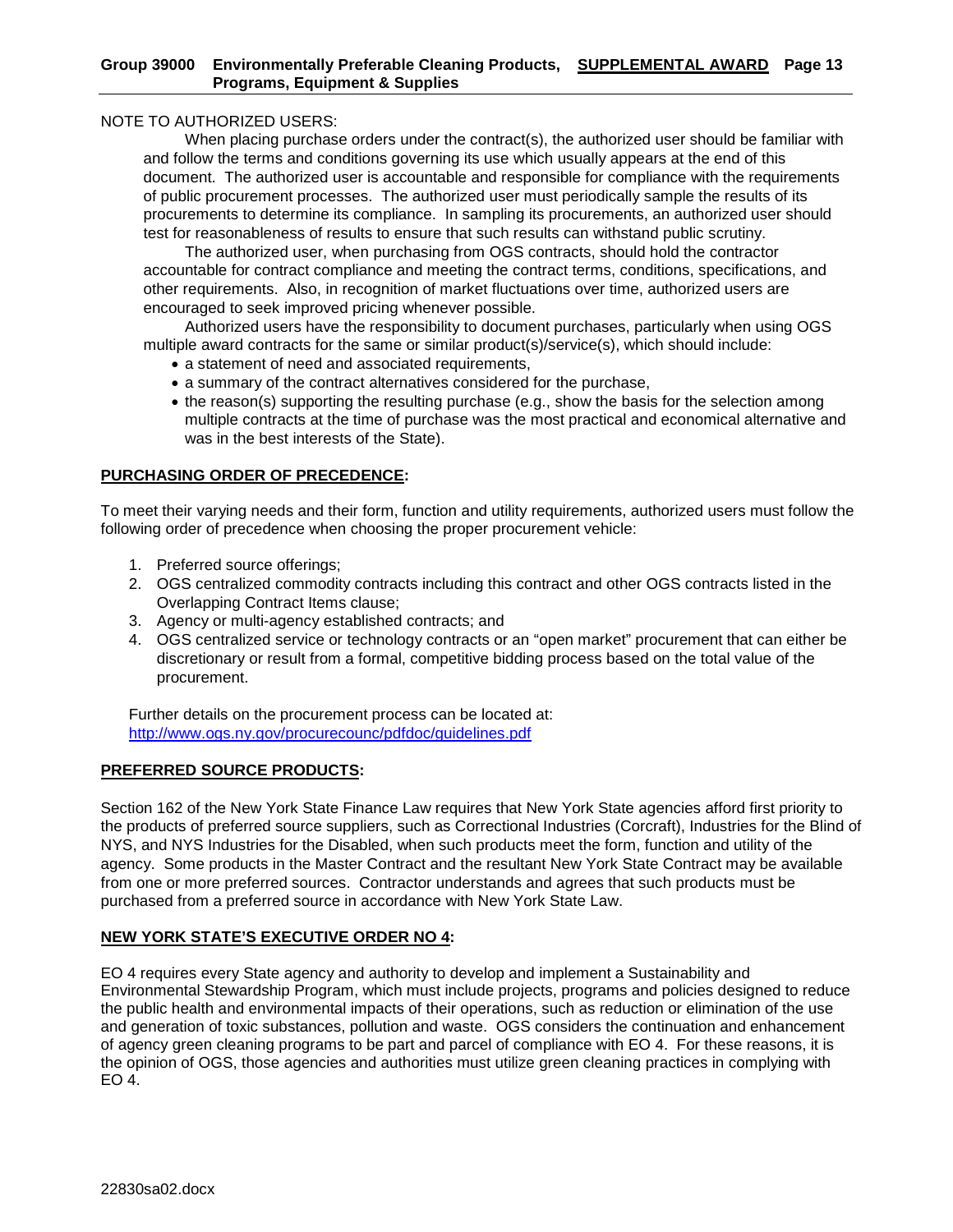NOTE TO AUTHORIZED USERS:

When placing purchase orders under the contract(s), the authorized user should be familiar with and follow the terms and conditions governing its use which usually appears at the end of this document. The authorized user is accountable and responsible for compliance with the requirements of public procurement processes. The authorized user must periodically sample the results of its procurements to determine its compliance. In sampling its procurements, an authorized user should test for reasonableness of results to ensure that such results can withstand public scrutiny.

The authorized user, when purchasing from OGS contracts, should hold the contractor accountable for contract compliance and meeting the contract terms, conditions, specifications, and other requirements. Also, in recognition of market fluctuations over time, authorized users are encouraged to seek improved pricing whenever possible.

Authorized users have the responsibility to document purchases, particularly when using OGS multiple award contracts for the same or similar product(s)/service(s), which should include:

- a statement of need and associated requirements,
- a summary of the contract alternatives considered for the purchase,
- the reason(s) supporting the resulting purchase (e.g., show the basis for the selection among multiple contracts at the time of purchase was the most practical and economical alternative and was in the best interests of the State).

**PURCHASING ORDER OF PRECEDENCE:**

To meet their varying needs and their form, function and utility requirements, authorized users must follow the following order of precedence when choosing the proper procurement vehicle:

1. Preferred source offerings;
2. OGS centralized commodity contracts including this contract and other OGS contracts listed in the Overlapping Contract Items clause;
3. Agency or multi-agency established contracts; and
4. OGS centralized service or technology contracts or an "open market" procurement that can either be discretionary or result from a formal, competitive bidding process based on the total value of the procurement.

Further details on the procurement process can be located at: http://www.ogs.ny.gov/procurecounc/pdfdoc/guidelines.pdf

**PREFERRED SOURCE PRODUCTS:**

Section 162 of the New York State Finance Law requires that New York State agencies afford first priority to the products of preferred source suppliers, such as Correctional Industries (Corcraft), Industries for the Blind of NYS, and NYS Industries for the Disabled, when such products meet the form, function and utility of the agency. Some products in the Master Contract and the resultant New York State Contract may be available from one or more preferred sources. Contractor understands and agrees that such products must be purchased from a preferred source in accordance with New York State Law.

**NEW YORK STATE'S EXECUTIVE ORDER NO 4:**

EO 4 requires every State agency and authority to develop and implement a Sustainability and Environmental Stewardship Program, which must include projects, programs and policies designed to reduce the public health and environmental impacts of their operations, such as reduction or elimination of the use and generation of toxic substances, pollution and waste. OGS considers the continuation and enhancement of agency green cleaning programs to be part and parcel of compliance with EO 4. For these reasons, it is the opinion of OGS, those agencies and authorities must utilize green cleaning practices in complying with EO 4.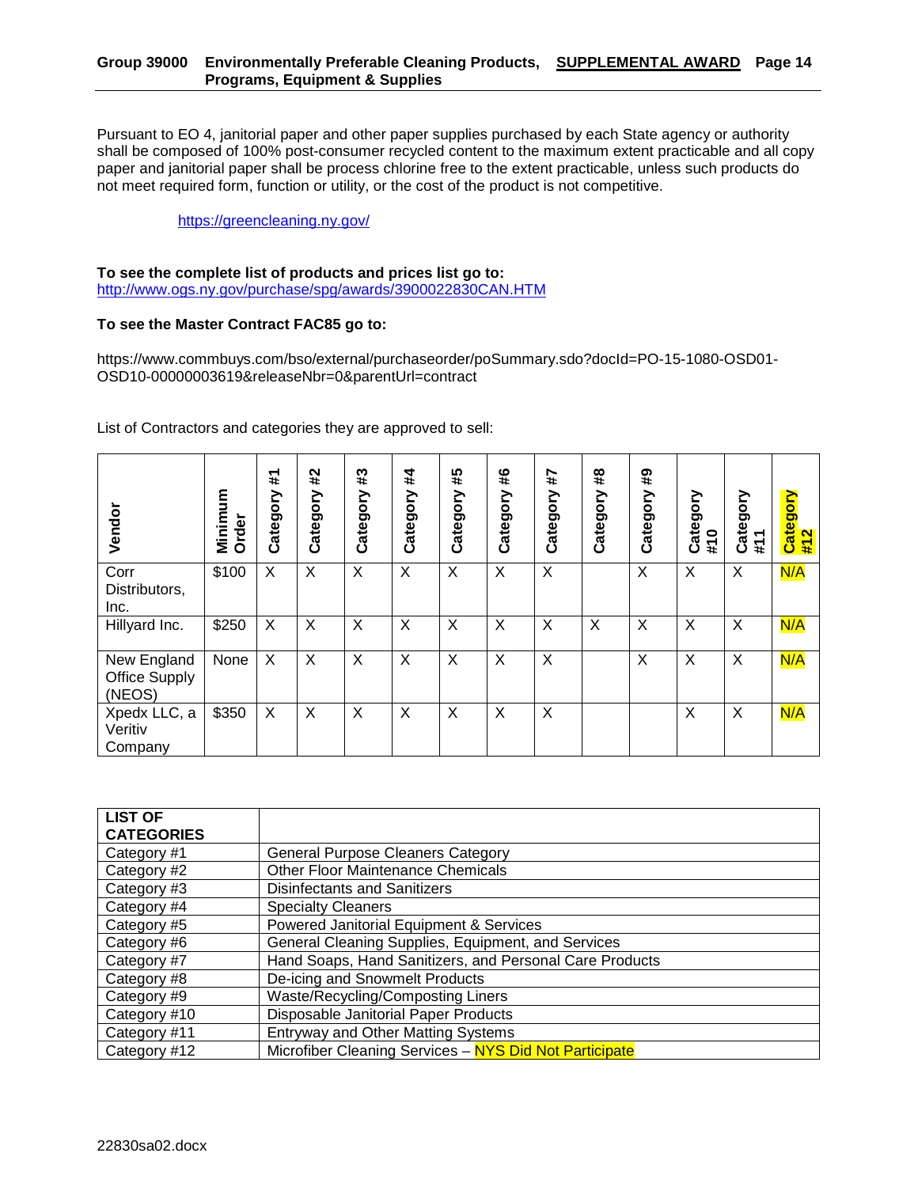Pursuant to EO 4, janitorial paper and other paper supplies purchased by each State agency or authority shall be composed of 100% post-consumer recycled content to the maximum extent practicable and all copy paper and janitorial paper shall be process chlorine free to the extent practicable, unless such products do not meet required form, function or utility, or the cost of the product is not competitive.

https://greencleaning.ny.gov/

**To see the complete list of products and prices list go to:**
http://www.ogs.ny.gov/purchase/spg/awards/3900022830CAN.HTM

**To see the Master Contract FAC85 go to:**

https://www.commbuys.com/bso/external/purchaseorder/poSummary.sdo?docId=PO-15-1080-OSD01-OSD10-00000003619&releaseNbr=0&parentUrl=contract

List of Contractors and categories they are approved to sell:

| Vendor | Minimum Order | Category #1 | Category #2 | Category #3 | Category #4 | Category #5 | Category #6 | Category #7 | Category #8 | Category #9 | Category #10 | Category #11 | Category #12 |
|---|---|---|---|---|---|---|---|---|---|---|---|---|---|
| Corr Distributors, Inc. | $100 | X | X | X | X | X | X | X | | X | X | X | N/A |
| Hillyard Inc. | $250 | X | X | X | X | X | X | X | X | X | X | X | N/A |
| New England Office Supply (NEOS) | None | X | X | X | X | X | X | X | | X | X | X | N/A |
| Xpedx LLC, a Veritiv Company | $350 | X | X | X | X | X | X | X | | | X | X | N/A |

| LIST OF CATEGORIES | |
|---|---|
| Category #1 | General Purpose Cleaners Category |
| Category #2 | Other Floor Maintenance Chemicals |
| Category #3 | Disinfectants and Sanitizers |
| Category #4 | Specialty Cleaners |
| Category #5 | Powered Janitorial Equipment & Services |
| Category #6 | General Cleaning Supplies, Equipment, and Services |
| Category #7 | Hand Soaps, Hand Sanitizers, and Personal Care Products |
| Category #8 | De-icing and Snowmelt Products |
| Category #9 | Waste/Recycling/Composting Liners |
| Category #10 | Disposable Janitorial Paper Products |
| Category #11 | Entryway and Other Matting Systems |
| Category #12 | Microfiber Cleaning Services – NYS Did Not Participate |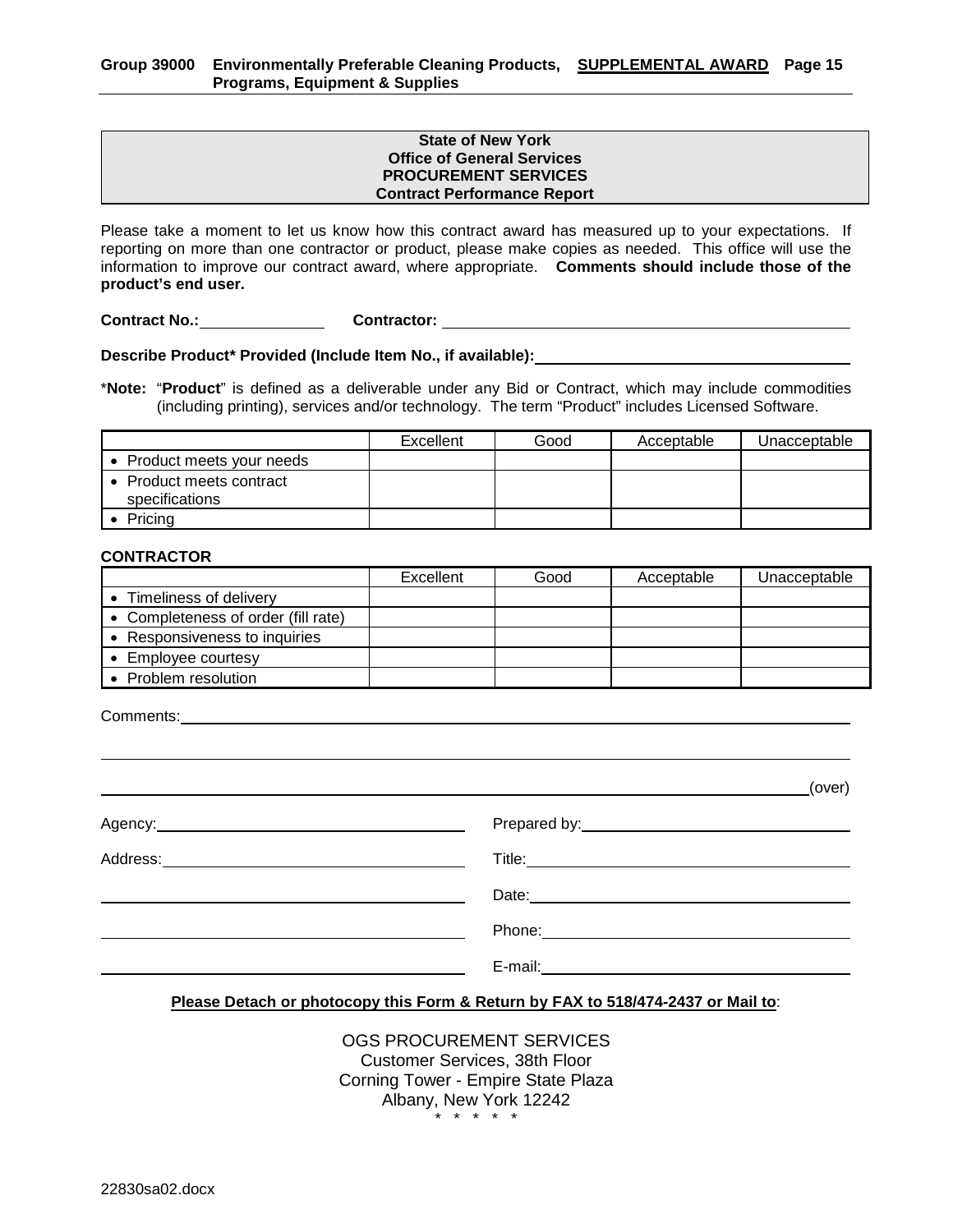**State of New York**
**Office of General Services**
**PROCUREMENT SERVICES**
**Contract Performance Report**

Please take a moment to let us know how this contract award has measured up to your expectations. If reporting on more than one contractor or product, please make copies as needed. This office will use the information to improve our contract award, where appropriate. **Comments should include those of the product's end user.**

**Contract No.:** ______________ **Contractor:** ______________________________________________

**Describe Product* Provided (Include Item No., if available):** ___________________________________

\***Note:** "**Product**" is defined as a deliverable under any Bid or Contract, which may include commodities (including printing), services and/or technology. The term "Product" includes Licensed Software.

| | Excellent | Good | Acceptable | Unacceptable |
|---|---|---|---|---|
| • Product meets your needs | | | | |
| • Product meets contract specifications | | | | |
| • Pricing | | | | |

**CONTRACTOR**

| | Excellent | Good | Acceptable | Unacceptable |
|---|---|---|---|---|
| • Timeliness of delivery | | | | |
| • Completeness of order (fill rate) | | | | |
| • Responsiveness to inquiries | | | | |
| • Employee courtesy | | | | |
| • Problem resolution | | | | |

Comments: ______________________________________________________________________________

_______________________________________________________________________________________

_______________________________________________________________________________________ (over)

Agency: ______________________________ Prepared by: ______________________________

Address: _____________________________ Title: ______________________________

_____________________________________ Date: ______________________________

_____________________________________ Phone: ______________________________

_____________________________________ E-mail: ______________________________

**Please Detach or photocopy this Form & Return by FAX to 518/474-2437 or Mail to**:

OGS PROCUREMENT SERVICES
Customer Services, 38th Floor
Corning Tower - Empire State Plaza
Albany, New York 12242

\* \* \* \* \*

22830sa02.docx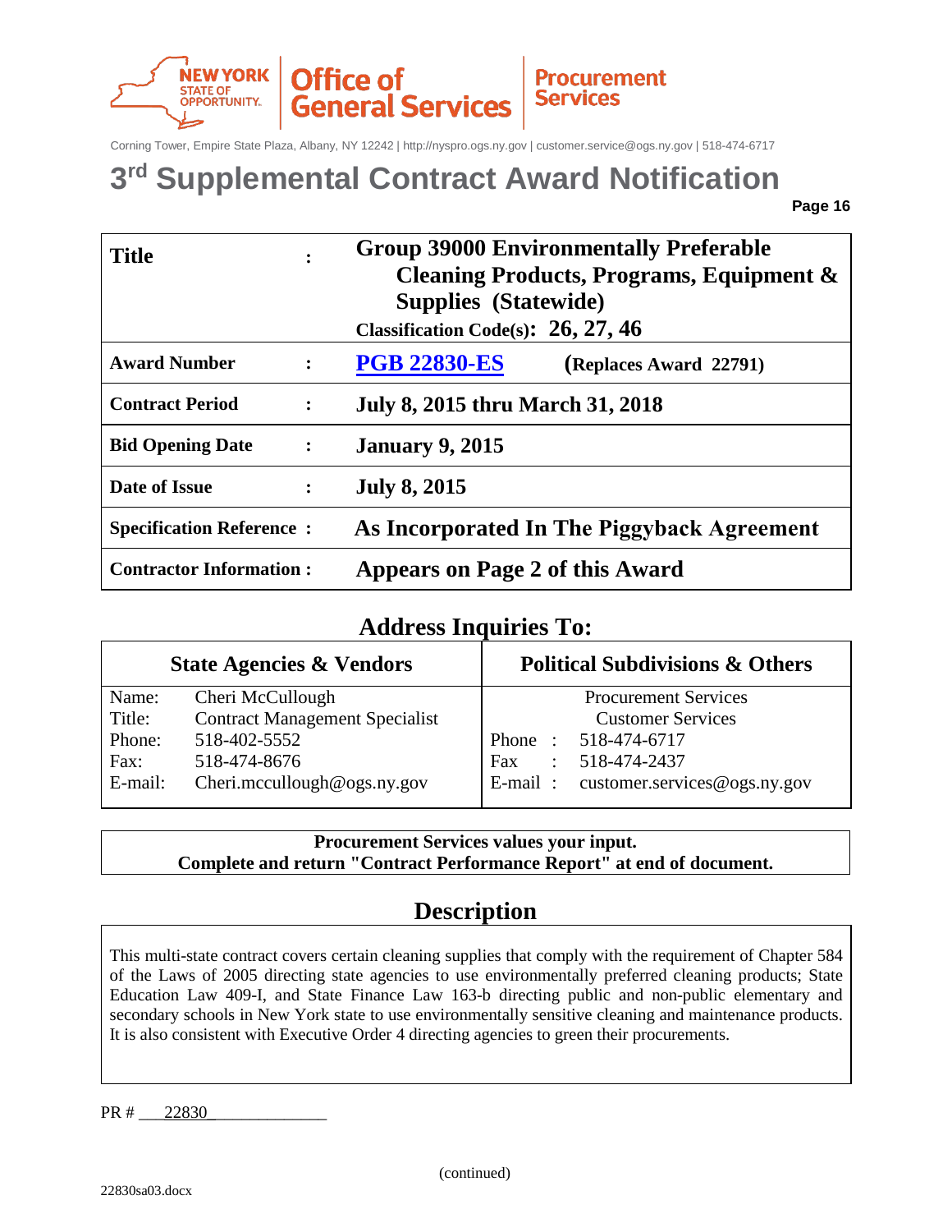NEW YORK STATE OF OPPORTUNITY. | Office of General Services | Procurement Services

Corning Tower, Empire State Plaza, Albany, NY 12242 | http://nyspro.ogs.ny.gov | customer.service@ogs.ny.gov | 518-474-6717

# 3rd Supplemental Contract Award Notification

| | | |
|---|---|---|
| **Title** | **:** | **Group 39000 Environmentally Preferable Cleaning Products, Programs, Equipment & Supplies (Statewide)**<br>**Classification Code(s): 26, 27, 46** |
| **Award Number** | **:** | **PGB 22830-ES** (**Replaces Award 22791)** |
| **Contract Period** | **:** | **July 8, 2015 thru March 31, 2018** |
| **Bid Opening Date** | **:** | **January 9, 2015** |
| **Date of Issue** | **:** | **July 8, 2015** |
| **Specification Reference** | **:** | **As Incorporated In The Piggyback Agreement** |
| **Contractor Information** | **:** | **Appears on Page 2 of this Award** |

## Address Inquiries To:

| State Agencies & Vendors | Political Subdivisions & Others |
|---|---|
| Name: Cheri McCullough | Procurement Services |
| Title: Contract Management Specialist | Customer Services |
| Phone: 518-402-5552 | Phone : 518-474-6717 |
| Fax: 518-474-8676 | Fax : 518-474-2437 |
| E-mail: Cheri.mccullough@ogs.ny.gov | E-mail : customer.services@ogs.ny.gov |

**Procurement Services values your input.**
**Complete and return "Contract Performance Report" at end of document.**

## Description

This multi-state contract covers certain cleaning supplies that comply with the requirement of Chapter 584 of the Laws of 2005 directing state agencies to use environmentally preferred cleaning products; State Education Law 409-I, and State Finance Law 163-b directing public and non-public elementary and secondary schools in New York state to use environmentally sensitive cleaning and maintenance products. It is also consistent with Executive Order 4 directing agencies to green their procurements.

PR # 22830

(continued)

22830sa03.docx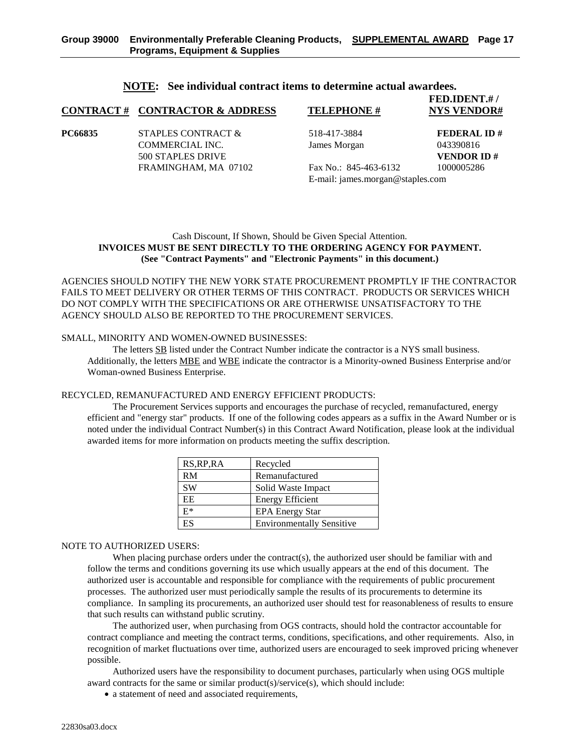**NOTE: See individual contract items to determine actual awardees.**

| CONTRACT # | CONTRACTOR & ADDRESS | TELEPHONE # | FED.IDENT.# / NYS VENDOR# |
|---|---|---|---|
| **PC66835** | STAPLES CONTRACT & COMMERCIAL INC. 500 STAPLES DRIVE FRAMINGHAM, MA 07102 | 518-417-3884 James Morgan Fax No.: 845-463-6132 E-mail: james.morgan@staples.com | **FEDERAL ID #** 043390816 **VENDOR ID #** 1000005286 |

Cash Discount, If Shown, Should be Given Special Attention.
**INVOICES MUST BE SENT DIRECTLY TO THE ORDERING AGENCY FOR PAYMENT.**
**(See "Contract Payments" and "Electronic Payments" in this document.)**

AGENCIES SHOULD NOTIFY THE NEW YORK STATE PROCUREMENT PROMPTLY IF THE CONTRACTOR FAILS TO MEET DELIVERY OR OTHER TERMS OF THIS CONTRACT. PRODUCTS OR SERVICES WHICH DO NOT COMPLY WITH THE SPECIFICATIONS OR ARE OTHERWISE UNSATISFACTORY TO THE AGENCY SHOULD ALSO BE REPORTED TO THE PROCUREMENT SERVICES.

SMALL, MINORITY AND WOMEN-OWNED BUSINESSES:

The letters SB listed under the Contract Number indicate the contractor is a NYS small business. Additionally, the letters MBE and WBE indicate the contractor is a Minority-owned Business Enterprise and/or Woman-owned Business Enterprise.

RECYCLED, REMANUFACTURED AND ENERGY EFFICIENT PRODUCTS:

The Procurement Services supports and encourages the purchase of recycled, remanufactured, energy efficient and "energy star" products. If one of the following codes appears as a suffix in the Award Number or is noted under the individual Contract Number(s) in this Contract Award Notification, please look at the individual awarded items for more information on products meeting the suffix description.

| Code | Description |
|---|---|
| RS,RP,RA | Recycled |
| RM | Remanufactured |
| SW | Solid Waste Impact |
| EE | Energy Efficient |
| E* | EPA Energy Star |
| ES | Environmentally Sensitive |

NOTE TO AUTHORIZED USERS:

When placing purchase orders under the contract(s), the authorized user should be familiar with and follow the terms and conditions governing its use which usually appears at the end of this document. The authorized user is accountable and responsible for compliance with the requirements of public procurement processes. The authorized user must periodically sample the results of its procurements to determine its compliance. In sampling its procurements, an authorized user should test for reasonableness of results to ensure that such results can withstand public scrutiny.

The authorized user, when purchasing from OGS contracts, should hold the contractor accountable for contract compliance and meeting the contract terms, conditions, specifications, and other requirements. Also, in recognition of market fluctuations over time, authorized users are encouraged to seek improved pricing whenever possible.

Authorized users have the responsibility to document purchases, particularly when using OGS multiple award contracts for the same or similar product(s)/service(s), which should include:

- a statement of need and associated requirements,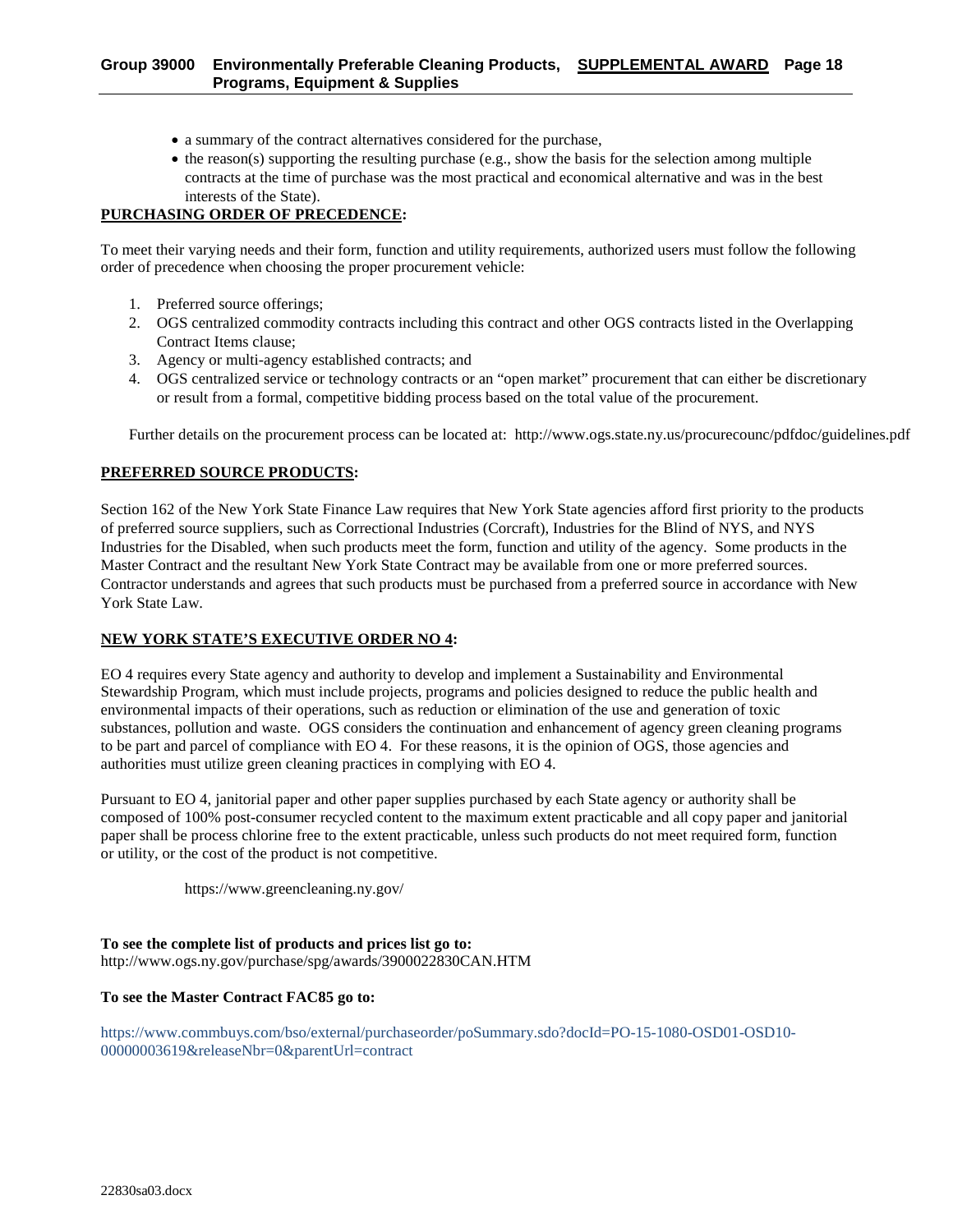- a summary of the contract alternatives considered for the purchase,
- the reason(s) supporting the resulting purchase (e.g., show the basis for the selection among multiple contracts at the time of purchase was the most practical and economical alternative and was in the best interests of the State).

**PURCHASING ORDER OF PRECEDENCE:**

To meet their varying needs and their form, function and utility requirements, authorized users must follow the following order of precedence when choosing the proper procurement vehicle:

1. Preferred source offerings;
2. OGS centralized commodity contracts including this contract and other OGS contracts listed in the Overlapping Contract Items clause;
3. Agency or multi-agency established contracts; and
4. OGS centralized service or technology contracts or an "open market" procurement that can either be discretionary or result from a formal, competitive bidding process based on the total value of the procurement.

Further details on the procurement process can be located at: http://www.ogs.state.ny.us/procurecounc/pdfdoc/guidelines.pdf

**PREFERRED SOURCE PRODUCTS:**

Section 162 of the New York State Finance Law requires that New York State agencies afford first priority to the products of preferred source suppliers, such as Correctional Industries (Corcraft), Industries for the Blind of NYS, and NYS Industries for the Disabled, when such products meet the form, function and utility of the agency. Some products in the Master Contract and the resultant New York State Contract may be available from one or more preferred sources. Contractor understands and agrees that such products must be purchased from a preferred source in accordance with New York State Law.

**NEW YORK STATE'S EXECUTIVE ORDER NO 4:**

EO 4 requires every State agency and authority to develop and implement a Sustainability and Environmental Stewardship Program, which must include projects, programs and policies designed to reduce the public health and environmental impacts of their operations, such as reduction or elimination of the use and generation of toxic substances, pollution and waste. OGS considers the continuation and enhancement of agency green cleaning programs to be part and parcel of compliance with EO 4. For these reasons, it is the opinion of OGS, those agencies and authorities must utilize green cleaning practices in complying with EO 4.

Pursuant to EO 4, janitorial paper and other paper supplies purchased by each State agency or authority shall be composed of 100% post-consumer recycled content to the maximum extent practicable and all copy paper and janitorial paper shall be process chlorine free to the extent practicable, unless such products do not meet required form, function or utility, or the cost of the product is not competitive.

https://www.greencleaning.ny.gov/

**To see the complete list of products and prices list go to:**
http://www.ogs.ny.gov/purchase/spg/awards/3900022830CAN.HTM

**To see the Master Contract FAC85 go to:**

https://www.commbuys.com/bso/external/purchaseorder/poSummary.sdo?docId=PO-15-1080-OSD01-OSD10-00000003619&releaseNbr=0&parentUrl=contract

22830sa03.docx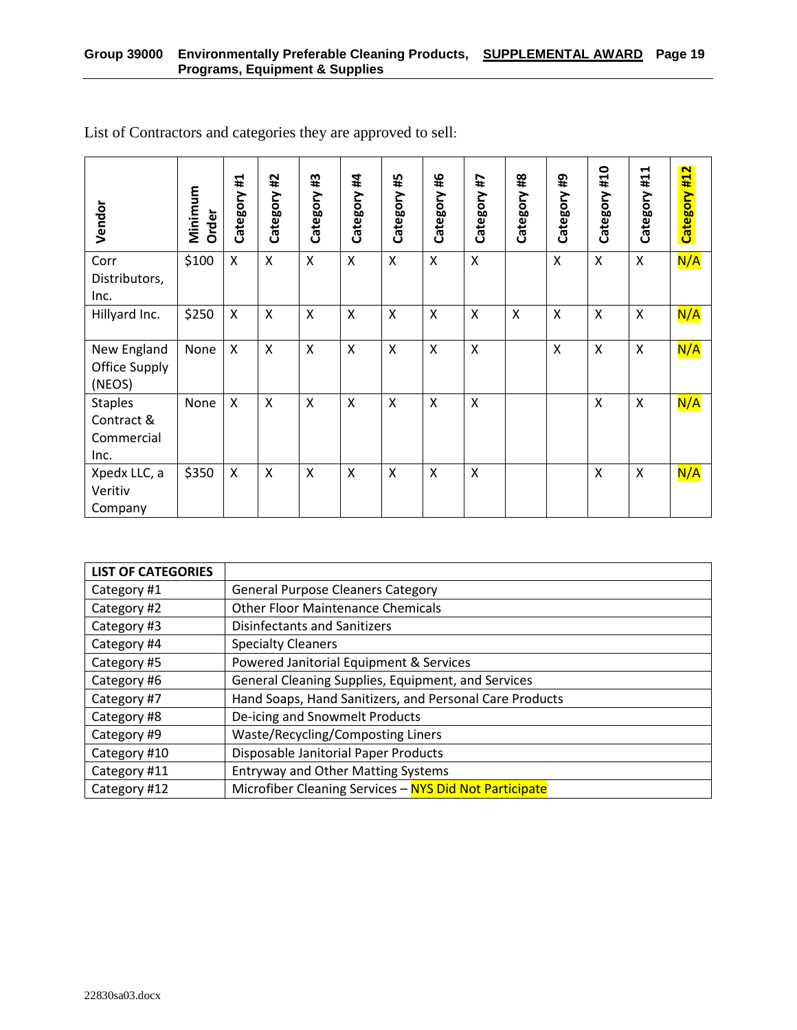List of Contractors and categories they are approved to sell:

| Vendor | Minimum Order | Category #1 | Category #2 | Category #3 | Category #4 | Category #5 | Category #6 | Category #7 | Category #8 | Category #9 | Category #10 | Category #11 | Category #12 |
|---|---|---|---|---|---|---|---|---|---|---|---|---|---|
| Corr Distributors, Inc. | $100 | X | X | X | X | X | X | X | | X | X | X | N/A |
| Hillyard Inc. | $250 | X | X | X | X | X | X | X | X | X | X | X | N/A |
| New England Office Supply (NEOS) | None | X | X | X | X | X | X | X | | X | X | X | N/A |
| Staples Contract & Commercial Inc. | None | X | X | X | X | X | X | X | | | X | X | N/A |
| Xpedx LLC, a Veritiv Company | $350 | X | X | X | X | X | X | X | | | X | X | N/A |

| LIST OF CATEGORIES | |
|---|---|
| Category #1 | General Purpose Cleaners Category |
| Category #2 | Other Floor Maintenance Chemicals |
| Category #3 | Disinfectants and Sanitizers |
| Category #4 | Specialty Cleaners |
| Category #5 | Powered Janitorial Equipment & Services |
| Category #6 | General Cleaning Supplies, Equipment, and Services |
| Category #7 | Hand Soaps, Hand Sanitizers, and Personal Care Products |
| Category #8 | De-icing and Snowmelt Products |
| Category #9 | Waste/Recycling/Composting Liners |
| Category #10 | Disposable Janitorial Paper Products |
| Category #11 | Entryway and Other Matting Systems |
| Category #12 | Microfiber Cleaning Services – NYS Did Not Participate |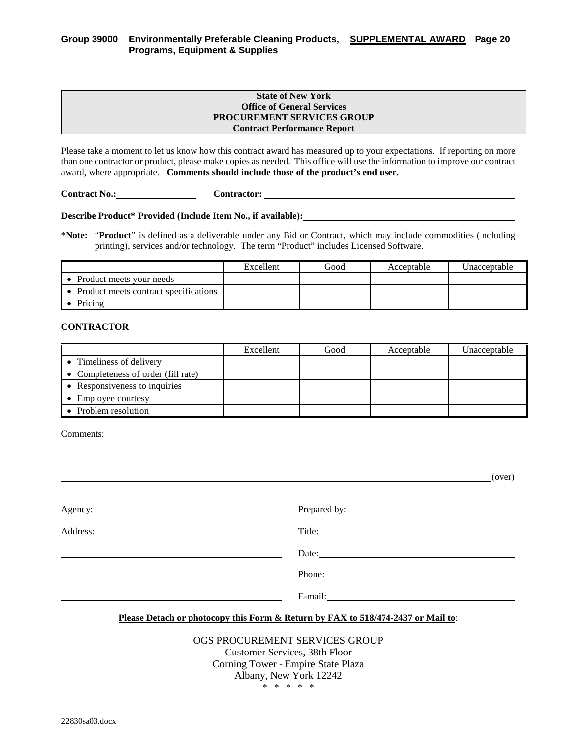**State of New York**
**Office of General Services**
**PROCUREMENT SERVICES GROUP**
**Contract Performance Report**

Please take a moment to let us know how this contract award has measured up to your expectations. If reporting on more than one contractor or product, please make copies as needed. This office will use the information to improve our contract award, where appropriate. **Comments should include those of the product's end user.**

**Contract No.:**\_\_\_\_\_\_\_\_\_\_\_\_\_\_\_ **Contractor:** \_\_\_\_\_\_\_\_\_\_\_\_\_\_\_\_\_\_\_\_\_\_\_\_\_\_\_\_\_\_\_\_\_\_\_\_\_\_\_\_\_\_\_\_\_\_\_\_\_\_

**Describe Product* Provided (Include Item No., if available):**\_\_\_\_\_\_\_\_\_\_\_\_\_\_\_\_\_\_\_\_\_\_\_\_\_\_\_\_\_\_\_\_\_\_\_\_\_\_\_\_

*__Note:__ "**Product**" is defined as a deliverable under any Bid or Contract, which may include commodities (including printing), services and/or technology. The term "Product" includes Licensed Software.

| | Excellent | Good | Acceptable | Unacceptable |
|---|---|---|---|---|
| • Product meets your needs | | | | |
| • Product meets contract specifications | | | | |
| • Pricing | | | | |

**CONTRACTOR**

| | Excellent | Good | Acceptable | Unacceptable |
|---|---|---|---|---|
| • Timeliness of delivery | | | | |
| • Completeness of order (fill rate) | | | | |
| • Responsiveness to inquiries | | | | |
| • Employee courtesy | | | | |
| • Problem resolution | | | | |

Comments:\_\_\_\_\_\_\_\_\_\_\_\_\_\_\_\_\_\_\_\_\_\_\_\_\_\_\_\_\_\_\_\_\_\_\_\_\_\_\_\_\_\_\_\_\_\_\_\_\_\_\_\_\_\_\_\_\_\_\_\_\_\_\_\_\_\_\_\_\_\_

\_\_\_\_\_\_\_\_\_\_\_\_\_\_\_\_\_\_\_\_\_\_\_\_\_\_\_\_\_\_\_\_\_\_\_\_\_\_\_\_\_\_\_\_\_\_\_\_\_\_\_\_\_\_\_\_\_\_\_\_\_\_\_\_\_\_\_\_\_\_\_\_\_\_\_\_\_\_\_\_

\_\_\_\_\_\_\_\_\_\_\_\_\_\_\_\_\_\_\_\_\_\_\_\_\_\_\_\_\_\_\_\_\_\_\_\_\_\_\_\_\_\_\_\_\_\_\_\_\_\_\_\_\_\_\_\_\_\_\_\_\_\_\_\_\_\_\_\_\_\_\_\_\_\_\_\_(over)

Agency:\_\_\_\_\_\_\_\_\_\_\_\_\_\_\_\_\_\_\_\_\_\_\_\_\_\_\_\_\_\_\_\_\_\_ Prepared by:\_\_\_\_\_\_\_\_\_\_\_\_\_\_\_\_\_\_\_\_\_\_\_\_\_\_\_\_\_\_

Address:\_\_\_\_\_\_\_\_\_\_\_\_\_\_\_\_\_\_\_\_\_\_\_\_\_\_\_\_\_\_\_\_\_ Title:\_\_\_\_\_\_\_\_\_\_\_\_\_\_\_\_\_\_\_\_\_\_\_\_\_\_\_\_\_\_\_\_\_\_\_\_

\_\_\_\_\_\_\_\_\_\_\_\_\_\_\_\_\_\_\_\_\_\_\_\_\_\_\_\_\_\_\_\_\_\_\_\_\_\_\_\_ Date:\_\_\_\_\_\_\_\_\_\_\_\_\_\_\_\_\_\_\_\_\_\_\_\_\_\_\_\_\_\_\_\_\_\_\_\_

\_\_\_\_\_\_\_\_\_\_\_\_\_\_\_\_\_\_\_\_\_\_\_\_\_\_\_\_\_\_\_\_\_\_\_\_\_\_\_\_ Phone:\_\_\_\_\_\_\_\_\_\_\_\_\_\_\_\_\_\_\_\_\_\_\_\_\_\_\_\_\_\_\_\_\_\_

\_\_\_\_\_\_\_\_\_\_\_\_\_\_\_\_\_\_\_\_\_\_\_\_\_\_\_\_\_\_\_\_\_\_\_\_\_\_\_\_ E-mail:\_\_\_\_\_\_\_\_\_\_\_\_\_\_\_\_\_\_\_\_\_\_\_\_\_\_\_\_\_\_\_\_\_

**Please Detach or photocopy this Form & Return by FAX to 518/474-2437 or Mail to**:

OGS PROCUREMENT SERVICES GROUP
Customer Services, 38th Floor
Corning Tower - Empire State Plaza
Albany, New York 12242

\* \* \* \* \*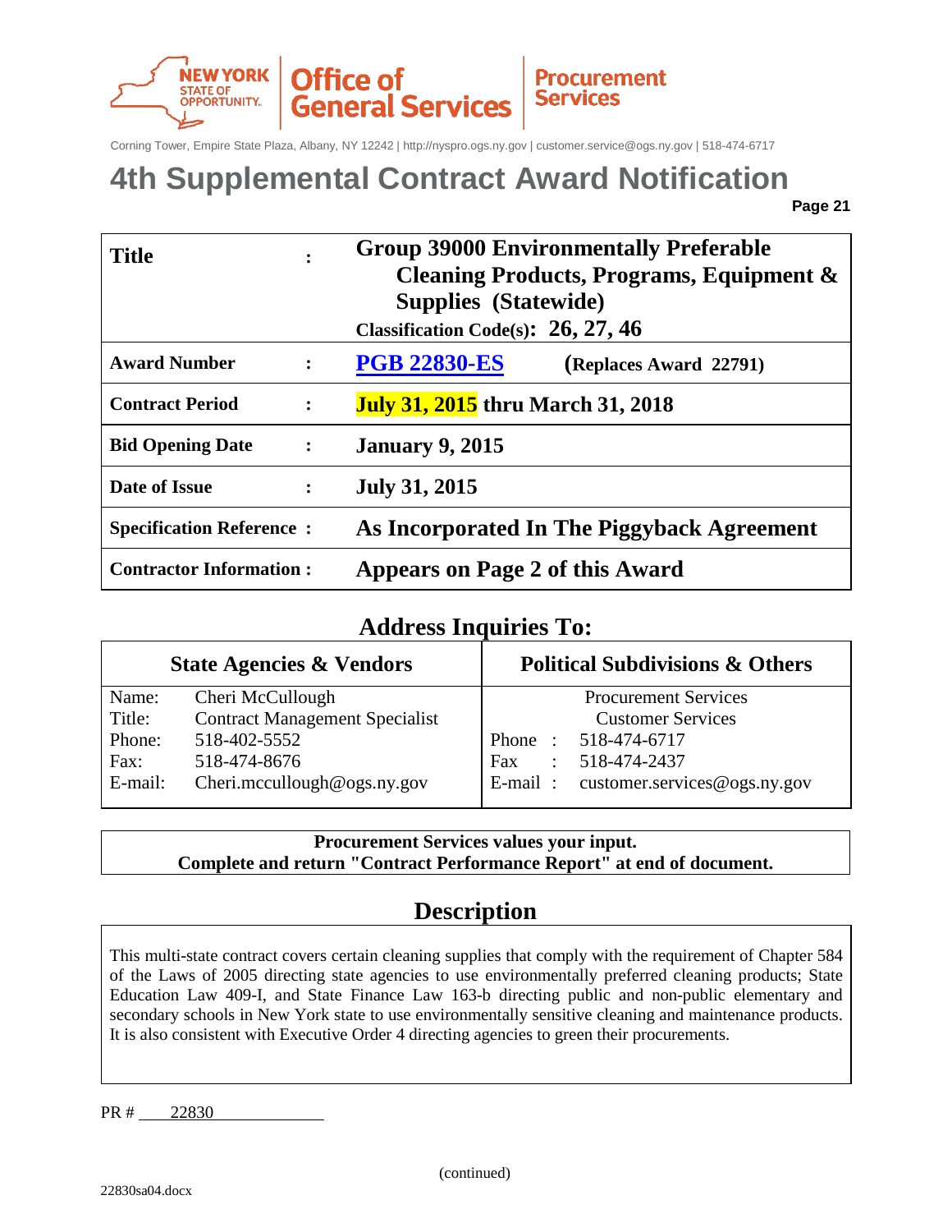Corning Tower, Empire State Plaza, Albany, NY 12242 | http://nyspro.ogs.ny.gov | customer.service@ogs.ny.gov | 518-474-6717

# 4th Supplemental Contract Award Notification

| | | |
|---|---|---|
| **Title** | **:** | **Group 39000 Environmentally Preferable Cleaning Products, Programs, Equipment & Supplies (Statewide)**<br>**Classification Code(s): 26, 27, 46** |
| **Award Number** | **:** | **PGB 22830-ES** **(Replaces Award 22791)** |
| **Contract Period** | **:** | **July 31, 2015 thru March 31, 2018** |
| **Bid Opening Date** | **:** | **January 9, 2015** |
| **Date of Issue** | **:** | **July 31, 2015** |
| **Specification Reference** | **:** | **As Incorporated In The Piggyback Agreement** |
| **Contractor Information** | **:** | **Appears on Page 2 of this Award** |

## Address Inquiries To:

| **State Agencies & Vendors** | **Political Subdivisions & Others** |
|---|---|
| Name: Cheri McCullough | Procurement Services |
| Title: Contract Management Specialist | Customer Services |
| Phone: 518-402-5552 | Phone : 518-474-6717 |
| Fax: 518-474-8676 | Fax : 518-474-2437 |
| E-mail: Cheri.mccullough@ogs.ny.gov | E-mail : customer.services@ogs.ny.gov |

**Procurement Services values your input.**
**Complete and return "Contract Performance Report" at end of document.**

## Description

This multi-state contract covers certain cleaning supplies that comply with the requirement of Chapter 584 of the Laws of 2005 directing state agencies to use environmentally preferred cleaning products; State Education Law 409-I, and State Finance Law 163-b directing public and non-public elementary and secondary schools in New York state to use environmentally sensitive cleaning and maintenance products. It is also consistent with Executive Order 4 directing agencies to green their procurements.

PR # 22830

(continued)

22830sa04.docx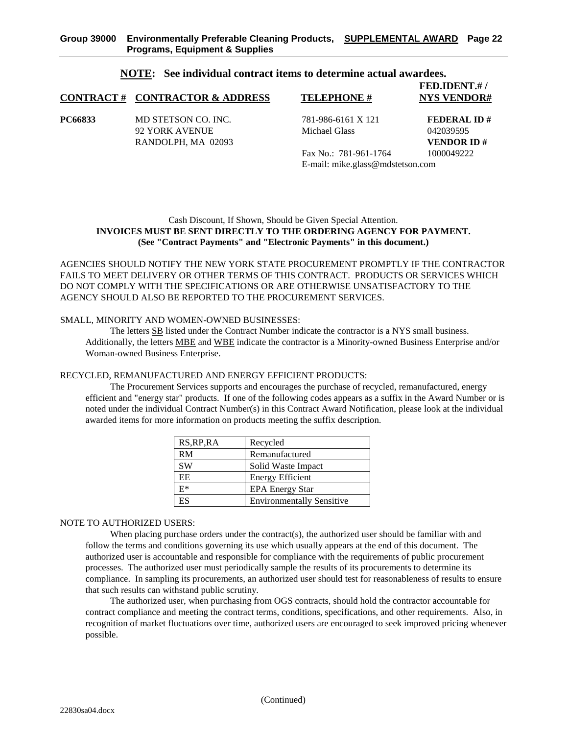**NOTE: See individual contract items to determine actual awardees.**

| CONTRACT # | CONTRACTOR & ADDRESS | TELEPHONE # | FED.IDENT.# / NYS VENDOR# |
|---|---|---|---|
| **PC66833** | MD STETSON CO. INC.<br>92 YORK AVENUE<br>RANDOLPH, MA 02093 | 781-986-6161 X 121<br>Michael Glass<br><br>Fax No.: 781-961-1764<br>E-mail: mike.glass@mdstetson.com | **FEDERAL ID #**<br>042039595<br>**VENDOR ID #**<br>1000049222 |

Cash Discount, If Shown, Should be Given Special Attention.
**INVOICES MUST BE SENT DIRECTLY TO THE ORDERING AGENCY FOR PAYMENT.**
**(See "Contract Payments" and "Electronic Payments" in this document.)**

AGENCIES SHOULD NOTIFY THE NEW YORK STATE PROCUREMENT PROMPTLY IF THE CONTRACTOR FAILS TO MEET DELIVERY OR OTHER TERMS OF THIS CONTRACT. PRODUCTS OR SERVICES WHICH DO NOT COMPLY WITH THE SPECIFICATIONS OR ARE OTHERWISE UNSATISFACTORY TO THE AGENCY SHOULD ALSO BE REPORTED TO THE PROCUREMENT SERVICES.

SMALL, MINORITY AND WOMEN-OWNED BUSINESSES:

The letters SB listed under the Contract Number indicate the contractor is a NYS small business. Additionally, the letters MBE and WBE indicate the contractor is a Minority-owned Business Enterprise and/or Woman-owned Business Enterprise.

RECYCLED, REMANUFACTURED AND ENERGY EFFICIENT PRODUCTS:

The Procurement Services supports and encourages the purchase of recycled, remanufactured, energy efficient and "energy star" products. If one of the following codes appears as a suffix in the Award Number or is noted under the individual Contract Number(s) in this Contract Award Notification, please look at the individual awarded items for more information on products meeting the suffix description.

| RS,RP,RA | Recycled |
|---|---|
| RM | Remanufactured |
| SW | Solid Waste Impact |
| EE | Energy Efficient |
| E* | EPA Energy Star |
| ES | Environmentally Sensitive |

NOTE TO AUTHORIZED USERS:

When placing purchase orders under the contract(s), the authorized user should be familiar with and follow the terms and conditions governing its use which usually appears at the end of this document. The authorized user is accountable and responsible for compliance with the requirements of public procurement processes. The authorized user must periodically sample the results of its procurements to determine its compliance. In sampling its procurements, an authorized user should test for reasonableness of results to ensure that such results can withstand public scrutiny.

The authorized user, when purchasing from OGS contracts, should hold the contractor accountable for contract compliance and meeting the contract terms, conditions, specifications, and other requirements. Also, in recognition of market fluctuations over time, authorized users are encouraged to seek improved pricing whenever possible.

(Continued)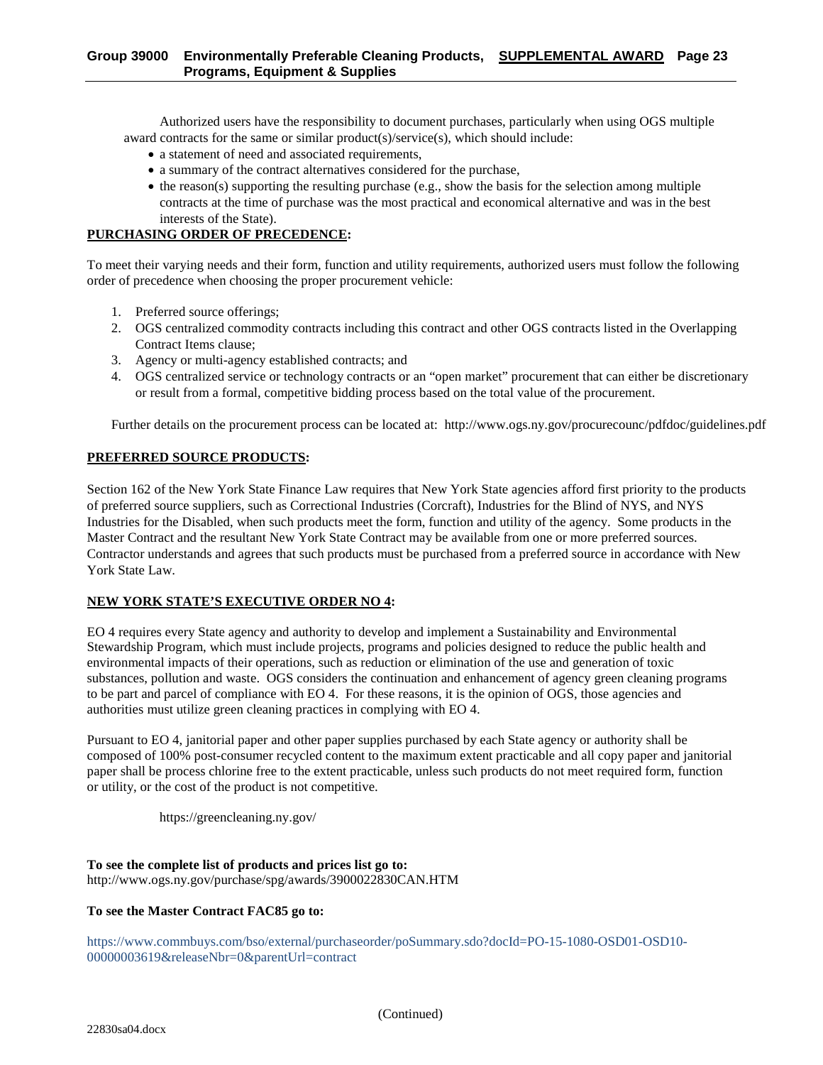Authorized users have the responsibility to document purchases, particularly when using OGS multiple award contracts for the same or similar product(s)/service(s), which should include:

- a statement of need and associated requirements,
- a summary of the contract alternatives considered for the purchase,
- the reason(s) supporting the resulting purchase (e.g., show the basis for the selection among multiple contracts at the time of purchase was the most practical and economical alternative and was in the best interests of the State).

**PURCHASING ORDER OF PRECEDENCE:**

To meet their varying needs and their form, function and utility requirements, authorized users must follow the following order of precedence when choosing the proper procurement vehicle:

1. Preferred source offerings;
2. OGS centralized commodity contracts including this contract and other OGS contracts listed in the Overlapping Contract Items clause;
3. Agency or multi-agency established contracts; and
4. OGS centralized service or technology contracts or an "open market" procurement that can either be discretionary or result from a formal, competitive bidding process based on the total value of the procurement.

Further details on the procurement process can be located at: http://www.ogs.ny.gov/procurecounc/pdfdoc/guidelines.pdf

**PREFERRED SOURCE PRODUCTS:**

Section 162 of the New York State Finance Law requires that New York State agencies afford first priority to the products of preferred source suppliers, such as Correctional Industries (Corcraft), Industries for the Blind of NYS, and NYS Industries for the Disabled, when such products meet the form, function and utility of the agency. Some products in the Master Contract and the resultant New York State Contract may be available from one or more preferred sources. Contractor understands and agrees that such products must be purchased from a preferred source in accordance with New York State Law.

**NEW YORK STATE'S EXECUTIVE ORDER NO 4:**

EO 4 requires every State agency and authority to develop and implement a Sustainability and Environmental Stewardship Program, which must include projects, programs and policies designed to reduce the public health and environmental impacts of their operations, such as reduction or elimination of the use and generation of toxic substances, pollution and waste. OGS considers the continuation and enhancement of agency green cleaning programs to be part and parcel of compliance with EO 4. For these reasons, it is the opinion of OGS, those agencies and authorities must utilize green cleaning practices in complying with EO 4.

Pursuant to EO 4, janitorial paper and other paper supplies purchased by each State agency or authority shall be composed of 100% post-consumer recycled content to the maximum extent practicable and all copy paper and janitorial paper shall be process chlorine free to the extent practicable, unless such products do not meet required form, function or utility, or the cost of the product is not competitive.

https://greencleaning.ny.gov/

**To see the complete list of products and prices list go to:**
http://www.ogs.ny.gov/purchase/spg/awards/3900022830CAN.HTM

**To see the Master Contract FAC85 go to:**

https://www.commbuys.com/bso/external/purchaseorder/poSummary.sdo?docId=PO-15-1080-OSD01-OSD10-00000003619&releaseNbr=0&parentUrl=contract

(Continued)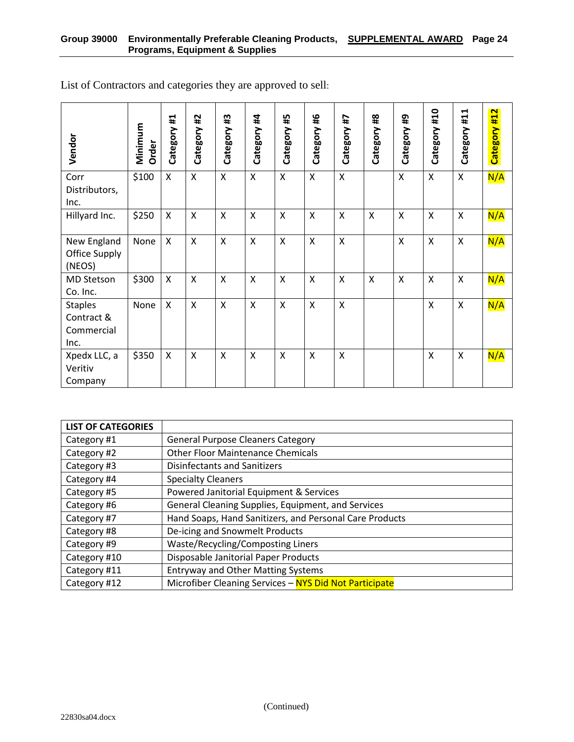List of Contractors and categories they are approved to sell:

| Vendor | Minimum Order | Category #1 | Category #2 | Category #3 | Category #4 | Category #5 | Category #6 | Category #7 | Category #8 | Category #9 | Category #10 | Category #11 | Category #12 |
|---|---|---|---|---|---|---|---|---|---|---|---|---|---|
| Corr Distributors, Inc. | $100 | X | X | X | X | X | X | X | | X | X | X | N/A |
| Hillyard Inc. | $250 | X | X | X | X | X | X | X | X | X | X | X | N/A |
| New England Office Supply (NEOS) | None | X | X | X | X | X | X | X | | X | X | X | N/A |
| MD Stetson Co. Inc. | $300 | X | X | X | X | X | X | X | X | X | X | X | N/A |
| Staples Contract & Commercial Inc. | None | X | X | X | X | X | X | X | | | X | X | N/A |
| Xpedx LLC, a Veritiv Company | $350 | X | X | X | X | X | X | X | | | X | X | N/A |

| LIST OF CATEGORIES | |
|---|---|
| Category #1 | General Purpose Cleaners Category |
| Category #2 | Other Floor Maintenance Chemicals |
| Category #3 | Disinfectants and Sanitizers |
| Category #4 | Specialty Cleaners |
| Category #5 | Powered Janitorial Equipment & Services |
| Category #6 | General Cleaning Supplies, Equipment, and Services |
| Category #7 | Hand Soaps, Hand Sanitizers, and Personal Care Products |
| Category #8 | De-icing and Snowmelt Products |
| Category #9 | Waste/Recycling/Composting Liners |
| Category #10 | Disposable Janitorial Paper Products |
| Category #11 | Entryway and Other Matting Systems |
| Category #12 | Microfiber Cleaning Services – NYS Did Not Participate |

(Continued)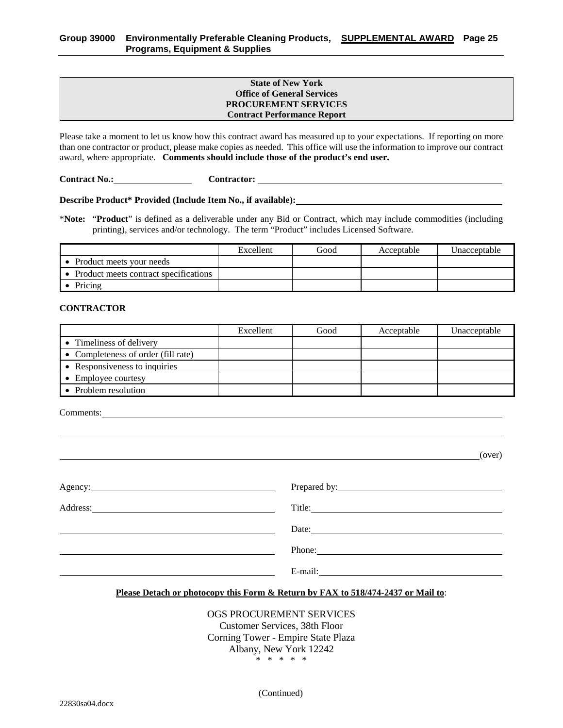**State of New York**
**Office of General Services**
**PROCUREMENT SERVICES**
**Contract Performance Report**

Please take a moment to let us know how this contract award has measured up to your expectations. If reporting on more than one contractor or product, please make copies as needed. This office will use the information to improve our contract award, where appropriate. **Comments should include those of the product's end user.**

**Contract No.:** \_\_\_\_\_\_\_\_\_\_\_\_\_\_\_\_ **Contractor:** \_\_\_\_\_\_\_\_\_\_\_\_\_\_\_\_\_\_\_\_\_\_\_\_\_\_\_\_\_\_\_\_\_\_\_\_\_\_\_\_\_\_\_\_

**Describe Product* Provided (Include Item No., if available):** \_\_\_\_\_\_\_\_\_\_\_\_\_\_\_\_\_\_\_\_\_\_\_\_\_\_\_\_\_\_\_\_\_\_\_\_

*__Note:__ "**Product**" is defined as a deliverable under any Bid or Contract, which may include commodities (including printing), services and/or technology. The term "Product" includes Licensed Software.

| | Excellent | Good | Acceptable | Unacceptable |
|---|---|---|---|---|
| • Product meets your needs | | | | |
| • Product meets contract specifications | | | | |
| • Pricing | | | | |

**CONTRACTOR**

| | Excellent | Good | Acceptable | Unacceptable |
|---|---|---|---|---|
| • Timeliness of delivery | | | | |
| • Completeness of order (fill rate) | | | | |
| • Responsiveness to inquiries | | | | |
| • Employee courtesy | | | | |
| • Problem resolution | | | | |

Comments: \_\_\_\_\_\_\_\_\_\_\_\_\_\_\_\_\_\_\_\_\_\_\_\_\_\_\_\_\_\_\_\_\_\_\_\_\_\_\_\_\_\_\_\_\_\_\_\_\_\_\_\_\_\_\_\_\_\_\_\_

\_\_\_\_\_\_\_\_\_\_\_\_\_\_\_\_\_\_\_\_\_\_\_\_\_\_\_\_\_\_\_\_\_\_\_\_\_\_\_\_\_\_\_\_\_\_\_\_\_\_\_\_\_\_\_\_\_\_\_\_\_\_\_\_\_\_\_\_\_\_

\_\_\_\_\_\_\_\_\_\_\_\_\_\_\_\_\_\_\_\_\_\_\_\_\_\_\_\_\_\_\_\_\_\_\_\_\_\_\_\_\_\_\_\_\_\_\_\_\_\_\_\_\_\_\_\_\_\_\_\_\_\_\_\_ (over)

Agency: \_\_\_\_\_\_\_\_\_\_\_\_\_\_\_\_\_\_\_\_\_\_\_\_\_\_\_\_\_\_ Prepared by: \_\_\_\_\_\_\_\_\_\_\_\_\_\_\_\_\_\_\_\_\_\_\_\_\_\_\_\_

Address: \_\_\_\_\_\_\_\_\_\_\_\_\_\_\_\_\_\_\_\_\_\_\_\_\_\_\_\_\_\_ Title: \_\_\_\_\_\_\_\_\_\_\_\_\_\_\_\_\_\_\_\_\_\_\_\_\_\_\_\_\_\_\_\_\_\_

\_\_\_\_\_\_\_\_\_\_\_\_\_\_\_\_\_\_\_\_\_\_\_\_\_\_\_\_\_\_\_\_\_\_\_\_\_ Date: \_\_\_\_\_\_\_\_\_\_\_\_\_\_\_\_\_\_\_\_\_\_\_\_\_\_\_\_\_\_\_\_\_\_

\_\_\_\_\_\_\_\_\_\_\_\_\_\_\_\_\_\_\_\_\_\_\_\_\_\_\_\_\_\_\_\_\_\_\_\_\_ Phone: \_\_\_\_\_\_\_\_\_\_\_\_\_\_\_\_\_\_\_\_\_\_\_\_\_\_\_\_\_\_\_\_

\_\_\_\_\_\_\_\_\_\_\_\_\_\_\_\_\_\_\_\_\_\_\_\_\_\_\_\_\_\_\_\_\_\_\_\_\_ E-mail: \_\_\_\_\_\_\_\_\_\_\_\_\_\_\_\_\_\_\_\_\_\_\_\_\_\_\_\_\_\_\_

**Please Detach or photocopy this Form & Return by FAX to 518/474-2437 or Mail to**:

OGS PROCUREMENT SERVICES
Customer Services, 38th Floor
Corning Tower - Empire State Plaza
Albany, New York 12242

\* \* \* \* \*

(Continued)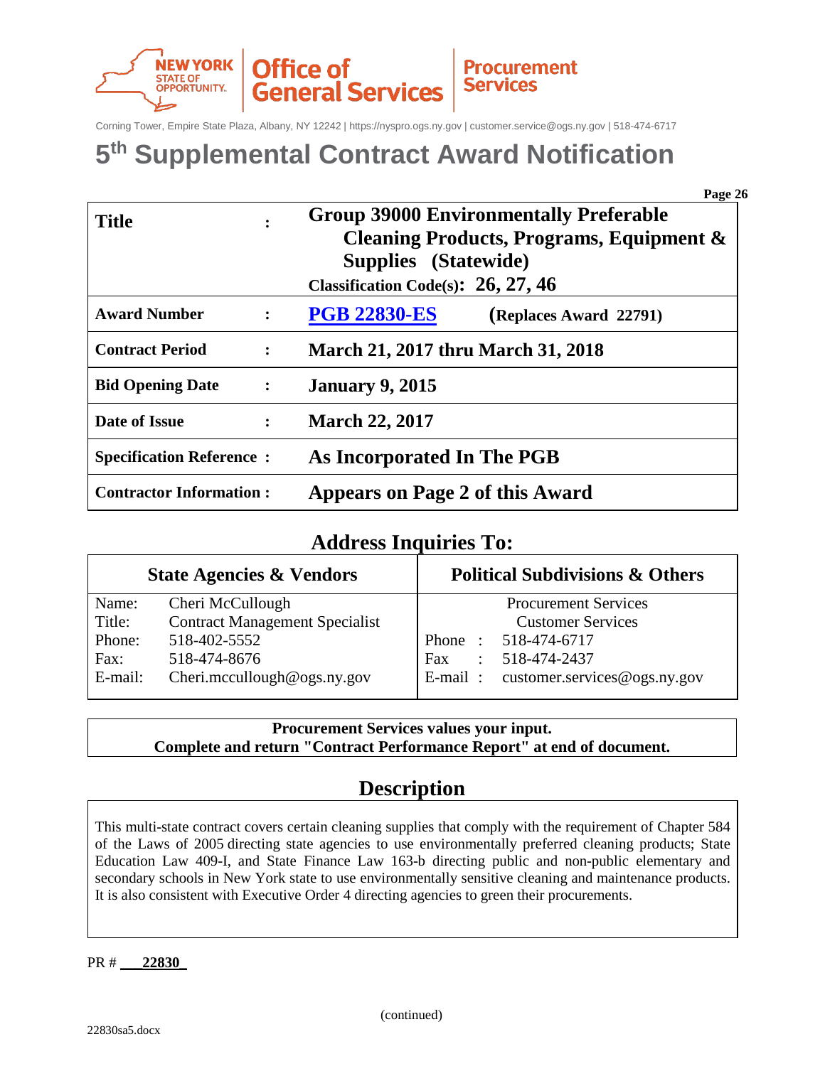NEW YORK STATE OF OPPORTUNITY. | Office of General Services | Procurement Services

Corning Tower, Empire State Plaza, Albany, NY 12242 | https://nyspro.ogs.ny.gov | customer.service@ogs.ny.gov | 518-474-6717

# 5th Supplemental Contract Award Notification

| | | |
|---|---|---|
| **Title** | **:** | **Group 39000 Environmentally Preferable Cleaning Products, Programs, Equipment & Supplies (Statewide)**<br>**Classification Code(s): 26, 27, 46** |
| **Award Number** | **:** | **PGB 22830-ES** (Replaces Award 22791) |
| **Contract Period** | **:** | **March 21, 2017 thru March 31, 2018** |
| **Bid Opening Date** | **:** | **January 9, 2015** |
| **Date of Issue** | **:** | **March 22, 2017** |
| **Specification Reference** | **:** | **As Incorporated In The PGB** |
| **Contractor Information** | **:** | **Appears on Page 2 of this Award** |

## Address Inquiries To:

| State Agencies & Vendors | Political Subdivisions & Others |
|---|---|
| Name: Cheri McCullough | Procurement Services |
| Title: Contract Management Specialist | Customer Services |
| Phone: 518-402-5552 | Phone : 518-474-6717 |
| Fax: 518-474-8676 | Fax : 518-474-2437 |
| E-mail: Cheri.mccullough@ogs.ny.gov | E-mail : customer.services@ogs.ny.gov |

**Procurement Services values your input.**
**Complete and return "Contract Performance Report" at end of document.**

## Description

This multi-state contract covers certain cleaning supplies that comply with the requirement of Chapter 584 of the Laws of 2005 directing state agencies to use environmentally preferred cleaning products; State Education Law 409-I, and State Finance Law 163-b directing public and non-public elementary and secondary schools in New York state to use environmentally sensitive cleaning and maintenance products. It is also consistent with Executive Order 4 directing agencies to green their procurements.

PR # **22830**

(continued)

22830sa5.docx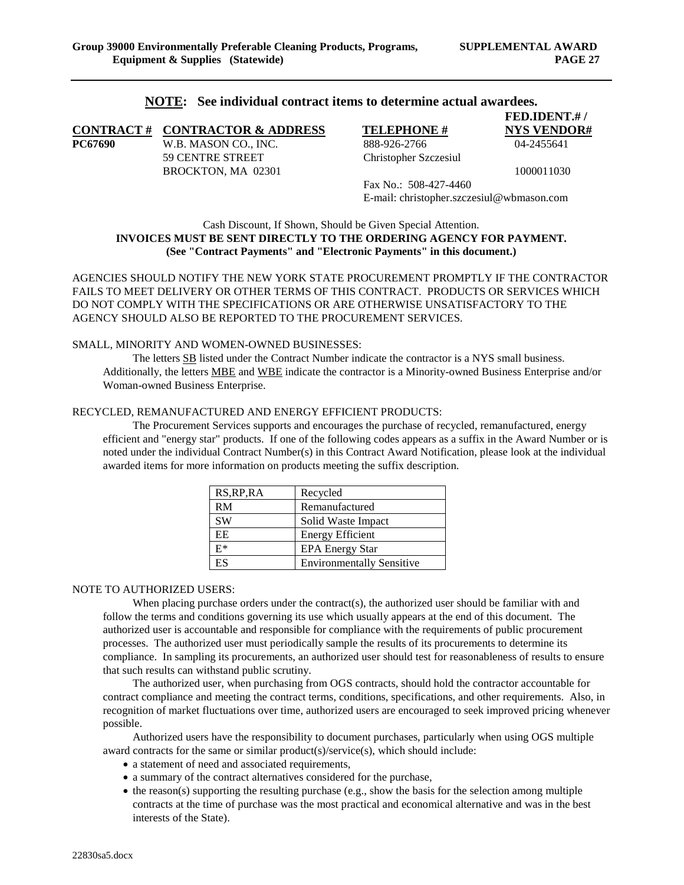**NOTE: See individual contract items to determine actual awardees.**

| CONTRACT # | CONTRACTOR & ADDRESS | TELEPHONE # | FED.IDENT.# / NYS VENDOR# |
|---|---|---|---|
| PC67690 | W.B. MASON CO., INC.<br>59 CENTRE STREET<br>BROCKTON, MA 02301 | 888-926-2766<br>Christopher Szczesiul<br><br>Fax No.: 508-427-4460<br>E-mail: christopher.szczesiul@wbmason.com | 04-2455641<br><br>1000011030 |

Cash Discount, If Shown, Should be Given Special Attention.
**INVOICES MUST BE SENT DIRECTLY TO THE ORDERING AGENCY FOR PAYMENT.**
**(See "Contract Payments" and "Electronic Payments" in this document.)**

AGENCIES SHOULD NOTIFY THE NEW YORK STATE PROCUREMENT PROMPTLY IF THE CONTRACTOR FAILS TO MEET DELIVERY OR OTHER TERMS OF THIS CONTRACT. PRODUCTS OR SERVICES WHICH DO NOT COMPLY WITH THE SPECIFICATIONS OR ARE OTHERWISE UNSATISFACTORY TO THE AGENCY SHOULD ALSO BE REPORTED TO THE PROCUREMENT SERVICES.

SMALL, MINORITY AND WOMEN-OWNED BUSINESSES:

The letters SB listed under the Contract Number indicate the contractor is a NYS small business. Additionally, the letters MBE and WBE indicate the contractor is a Minority-owned Business Enterprise and/or Woman-owned Business Enterprise.

RECYCLED, REMANUFACTURED AND ENERGY EFFICIENT PRODUCTS:

The Procurement Services supports and encourages the purchase of recycled, remanufactured, energy efficient and "energy star" products. If one of the following codes appears as a suffix in the Award Number or is noted under the individual Contract Number(s) in this Contract Award Notification, please look at the individual awarded items for more information on products meeting the suffix description.

| Code | Description |
|---|---|
| RS,RP,RA | Recycled |
| RM | Remanufactured |
| SW | Solid Waste Impact |
| EE | Energy Efficient |
| E* | EPA Energy Star |
| ES | Environmentally Sensitive |

NOTE TO AUTHORIZED USERS:

When placing purchase orders under the contract(s), the authorized user should be familiar with and follow the terms and conditions governing its use which usually appears at the end of this document. The authorized user is accountable and responsible for compliance with the requirements of public procurement processes. The authorized user must periodically sample the results of its procurements to determine its compliance. In sampling its procurements, an authorized user should test for reasonableness of results to ensure that such results can withstand public scrutiny.

The authorized user, when purchasing from OGS contracts, should hold the contractor accountable for contract compliance and meeting the contract terms, conditions, specifications, and other requirements. Also, in recognition of market fluctuations over time, authorized users are encouraged to seek improved pricing whenever possible.

Authorized users have the responsibility to document purchases, particularly when using OGS multiple award contracts for the same or similar product(s)/service(s), which should include:

- a statement of need and associated requirements,
- a summary of the contract alternatives considered for the purchase,
- the reason(s) supporting the resulting purchase (e.g., show the basis for the selection among multiple contracts at the time of purchase was the most practical and economical alternative and was in the best interests of the State).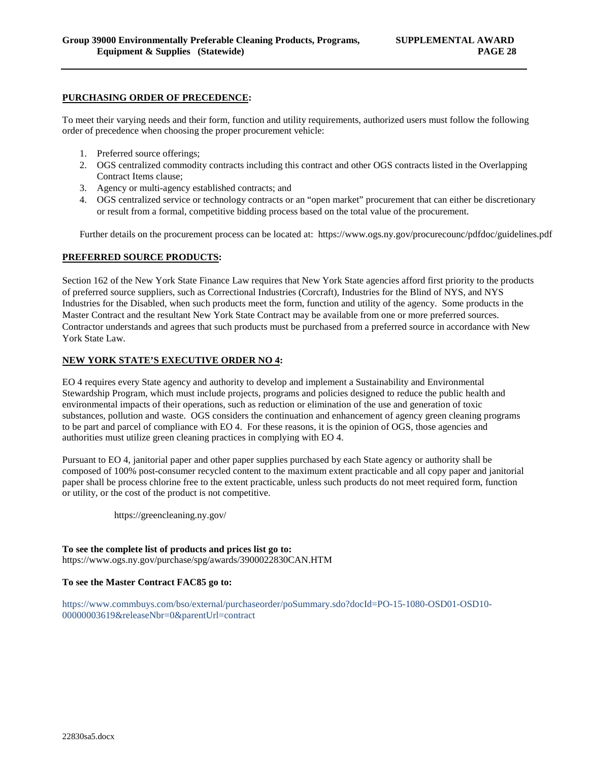**PURCHASING ORDER OF PRECEDENCE:**

To meet their varying needs and their form, function and utility requirements, authorized users must follow the following order of precedence when choosing the proper procurement vehicle:

1. Preferred source offerings;
2. OGS centralized commodity contracts including this contract and other OGS contracts listed in the Overlapping Contract Items clause;
3. Agency or multi-agency established contracts; and
4. OGS centralized service or technology contracts or an "open market" procurement that can either be discretionary or result from a formal, competitive bidding process based on the total value of the procurement.

Further details on the procurement process can be located at: https://www.ogs.ny.gov/procurecounc/pdfdoc/guidelines.pdf

**PREFERRED SOURCE PRODUCTS:**

Section 162 of the New York State Finance Law requires that New York State agencies afford first priority to the products of preferred source suppliers, such as Correctional Industries (Corcraft), Industries for the Blind of NYS, and NYS Industries for the Disabled, when such products meet the form, function and utility of the agency. Some products in the Master Contract and the resultant New York State Contract may be available from one or more preferred sources. Contractor understands and agrees that such products must be purchased from a preferred source in accordance with New York State Law.

**NEW YORK STATE'S EXECUTIVE ORDER NO 4:**

EO 4 requires every State agency and authority to develop and implement a Sustainability and Environmental Stewardship Program, which must include projects, programs and policies designed to reduce the public health and environmental impacts of their operations, such as reduction or elimination of the use and generation of toxic substances, pollution and waste. OGS considers the continuation and enhancement of agency green cleaning programs to be part and parcel of compliance with EO 4. For these reasons, it is the opinion of OGS, those agencies and authorities must utilize green cleaning practices in complying with EO 4.

Pursuant to EO 4, janitorial paper and other paper supplies purchased by each State agency or authority shall be composed of 100% post-consumer recycled content to the maximum extent practicable and all copy paper and janitorial paper shall be process chlorine free to the extent practicable, unless such products do not meet required form, function or utility, or the cost of the product is not competitive.

https://greencleaning.ny.gov/

**To see the complete list of products and prices list go to:**
https://www.ogs.ny.gov/purchase/spg/awards/3900022830CAN.HTM

**To see the Master Contract FAC85 go to:**

https://www.commbuys.com/bso/external/purchaseorder/poSummary.sdo?docId=PO-15-1080-OSD01-OSD10-00000003619&releaseNbr=0&parentUrl=contract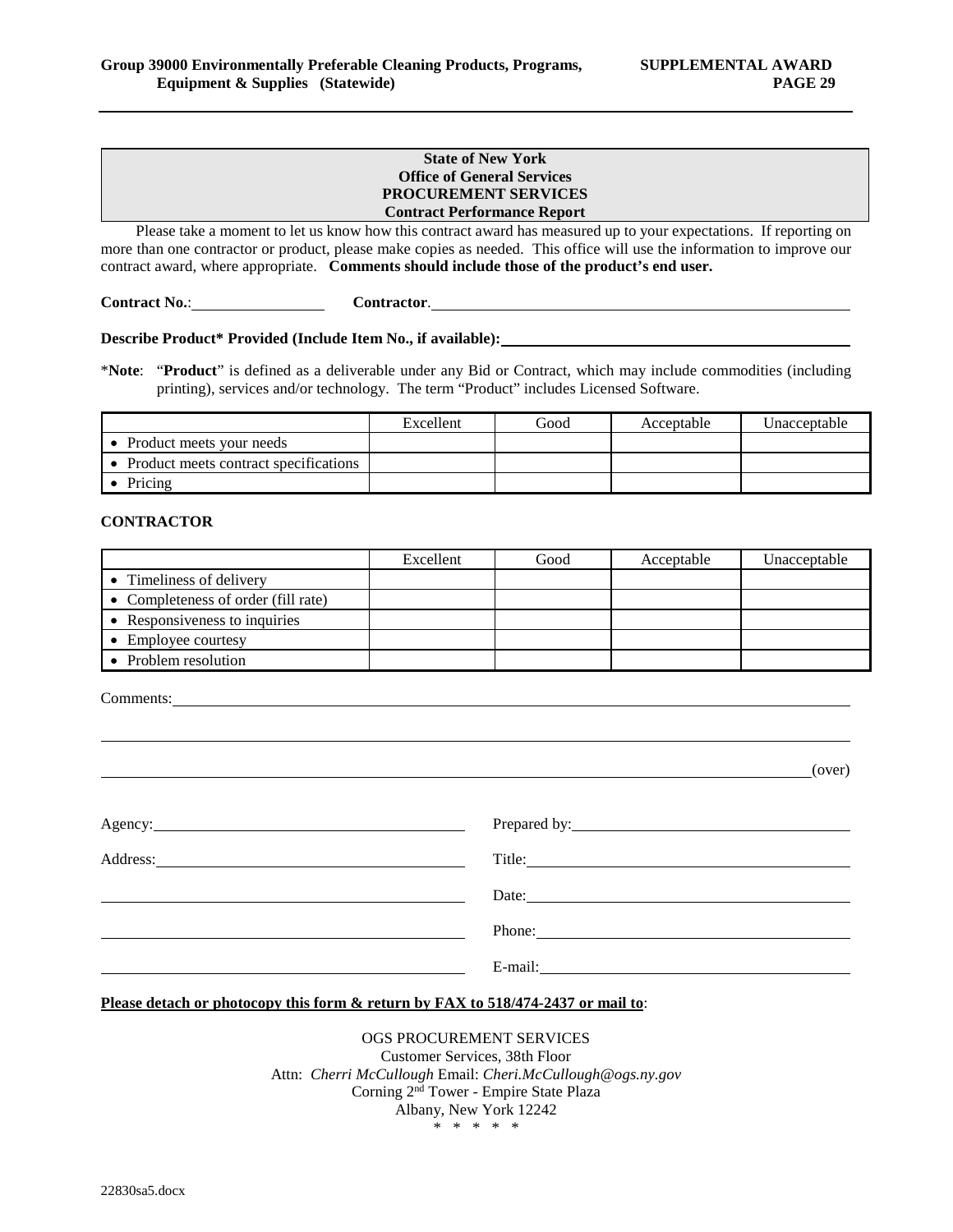**State of New York**
**Office of General Services**
**PROCUREMENT SERVICES**
**Contract Performance Report**

Please take a moment to let us know how this contract award has measured up to your expectations. If reporting on more than one contractor or product, please make copies as needed. This office will use the information to improve our contract award, where appropriate. **Comments should include those of the product's end user.**

**Contract No.**: \_\_\_\_\_\_\_\_\_\_\_\_\_\_\_\_ **Contractor**. \_\_\_\_\_\_\_\_\_\_\_\_\_\_\_\_\_\_\_\_\_\_\_\_\_\_\_\_\_\_\_\_\_\_\_\_\_\_\_\_\_\_\_\_\_\_\_\_

**Describe Product\* Provided (Include Item No., if available):** \_\_\_\_\_\_\_\_\_\_\_\_\_\_\_\_\_\_\_\_\_\_\_\_\_\_\_\_\_\_\_\_\_\_\_\_\_\_\_\_

\***Note**: "**Product**" is defined as a deliverable under any Bid or Contract, which may include commodities (including printing), services and/or technology. The term "Product" includes Licensed Software.

| | Excellent | Good | Acceptable | Unacceptable |
|---|---|---|---|---|
| • Product meets your needs | | | | |
| • Product meets contract specifications | | | | |
| • Pricing | | | | |

**CONTRACTOR**

| | Excellent | Good | Acceptable | Unacceptable |
|---|---|---|---|---|
| • Timeliness of delivery | | | | |
| • Completeness of order (fill rate) | | | | |
| • Responsiveness to inquiries | | | | |
| • Employee courtesy | | | | |
| • Problem resolution | | | | |

Comments: \_\_\_\_\_\_\_\_\_\_\_\_\_\_\_\_\_\_\_\_\_\_\_\_\_\_\_\_\_\_\_\_\_\_\_\_\_\_\_\_\_\_\_\_\_\_\_\_\_\_\_\_\_\_\_\_\_\_\_\_\_\_\_\_\_\_\_\_\_\_

\_\_\_\_\_\_\_\_\_\_\_\_\_\_\_\_\_\_\_\_\_\_\_\_\_\_\_\_\_\_\_\_\_\_\_\_\_\_\_\_\_\_\_\_\_\_\_\_\_\_\_\_\_\_\_\_\_\_\_\_\_\_\_\_\_\_\_\_\_\_\_\_\_\_\_\_\_\_\_\_

\_\_\_\_\_\_\_\_\_\_\_\_\_\_\_\_\_\_\_\_\_\_\_\_\_\_\_\_\_\_\_\_\_\_\_\_\_\_\_\_\_\_\_\_\_\_\_\_\_\_\_\_\_\_\_\_\_\_\_\_\_\_\_\_\_\_\_\_\_\_\_\_\_\_\_(over)

Agency: \_\_\_\_\_\_\_\_\_\_\_\_\_\_\_\_\_\_\_\_\_\_\_\_\_\_\_\_\_\_\_\_ Prepared by: \_\_\_\_\_\_\_\_\_\_\_\_\_\_\_\_\_\_\_\_\_\_\_\_\_\_\_\_\_\_

Address: \_\_\_\_\_\_\_\_\_\_\_\_\_\_\_\_\_\_\_\_\_\_\_\_\_\_\_\_\_\_\_ Title: \_\_\_\_\_\_\_\_\_\_\_\_\_\_\_\_\_\_\_\_\_\_\_\_\_\_\_\_\_\_\_\_\_\_\_

\_\_\_\_\_\_\_\_\_\_\_\_\_\_\_\_\_\_\_\_\_\_\_\_\_\_\_\_\_\_\_\_\_\_\_\_\_\_\_ Date: \_\_\_\_\_\_\_\_\_\_\_\_\_\_\_\_\_\_\_\_\_\_\_\_\_\_\_\_\_\_\_\_\_\_\_

\_\_\_\_\_\_\_\_\_\_\_\_\_\_\_\_\_\_\_\_\_\_\_\_\_\_\_\_\_\_\_\_\_\_\_\_\_\_\_ Phone: \_\_\_\_\_\_\_\_\_\_\_\_\_\_\_\_\_\_\_\_\_\_\_\_\_\_\_\_\_\_\_\_\_\_

\_\_\_\_\_\_\_\_\_\_\_\_\_\_\_\_\_\_\_\_\_\_\_\_\_\_\_\_\_\_\_\_\_\_\_\_\_\_\_ E-mail: \_\_\_\_\_\_\_\_\_\_\_\_\_\_\_\_\_\_\_\_\_\_\_\_\_\_\_\_\_\_\_\_\_

**Please detach or photocopy this form & return by FAX to 518/474-2437 or mail to**:

OGS PROCUREMENT SERVICES
Customer Services, 38th Floor
Attn: *Cherri McCullough* Email: *Cheri.McCullough@ogs.ny.gov*
Corning 2nd Tower - Empire State Plaza
Albany, New York 12242

\* \* \* \* \*

22830sa5.docx